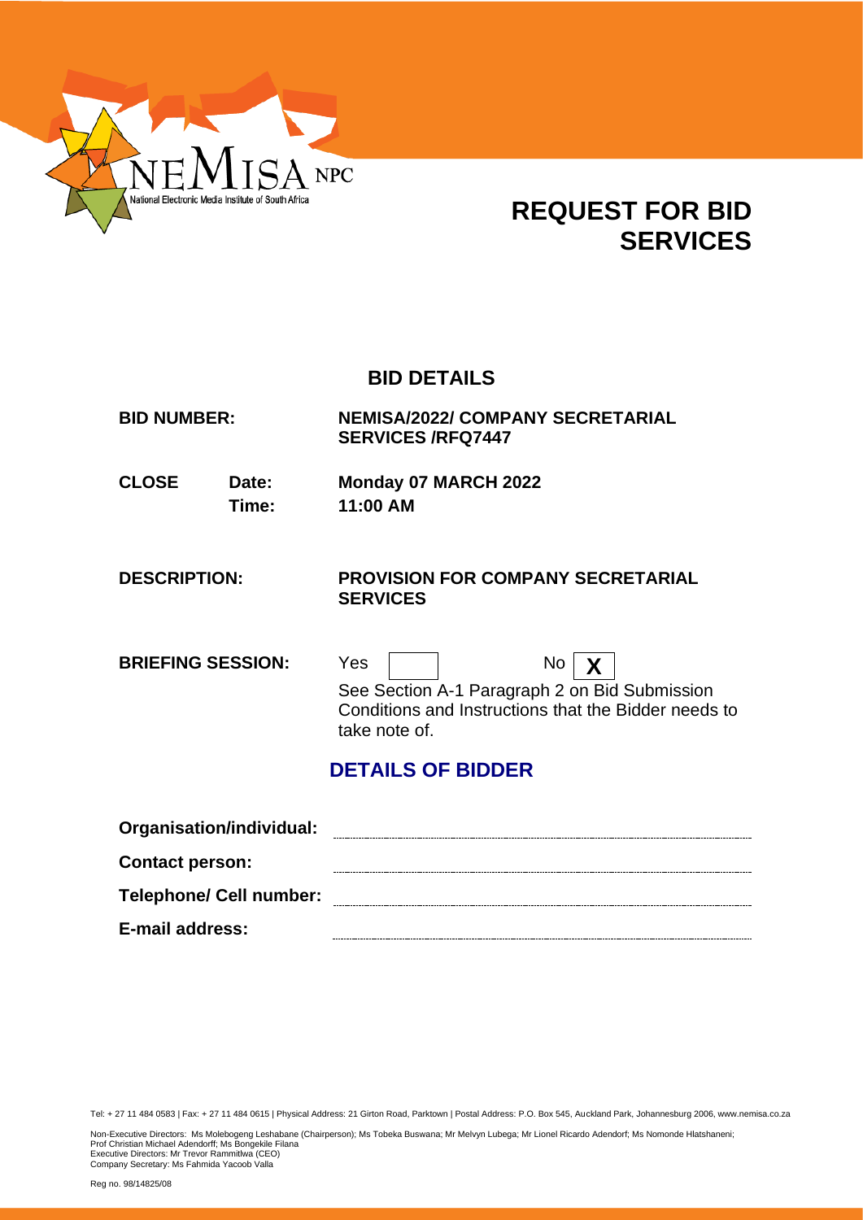NEMISA NPC
National Electronic Media Institute of South Africa

# REQUEST FOR BID SERVICES

## BID DETAILS

| | |
|---|---|
| **BID NUMBER:** | **NEMISA/2022/ COMPANY SECRETARIAL SERVICES /RFQ7447** |
| **CLOSE Date:** | **Monday 07 MARCH 2022** |
| **Time:** | **11:00 AM** |
| **DESCRIPTION:** | **PROVISION FOR COMPANY SECRETARIAL SERVICES** |
| **BRIEFING SESSION:** | Yes [ ] No [X] |

See Section A-1 Paragraph 2 on Bid Submission Conditions and Instructions that the Bidder needs to take note of.

## DETAILS OF BIDDER

**Organisation/individual:** ..............................................................

**Contact person:** ..............................................................

**Telephone/ Cell number:** ..............................................................

**E-mail address:** ..............................................................

Tel: + 27 11 484 0583 | Fax: + 27 11 484 0615 | Physical Address: 21 Girton Road, Parktown | Postal Address: P.O. Box 545, Auckland Park, Johannesburg 2006, www.nemisa.co.za

Non-Executive Directors: Ms Molebogeng Leshabane (Chairperson); Ms Tobeka Buswana; Mr Melvyn Lubega; Mr Lionel Ricardo Adendorf; Ms Nomonde Hlatshaneni; Prof Christian Michael Adendorff; Ms Bongekile Filana
Executive Directors: Mr Trevor Rammitlwa (CEO)
Company Secretary: Ms Fahmida Yacoob Valla

Reg no. 98/14825/08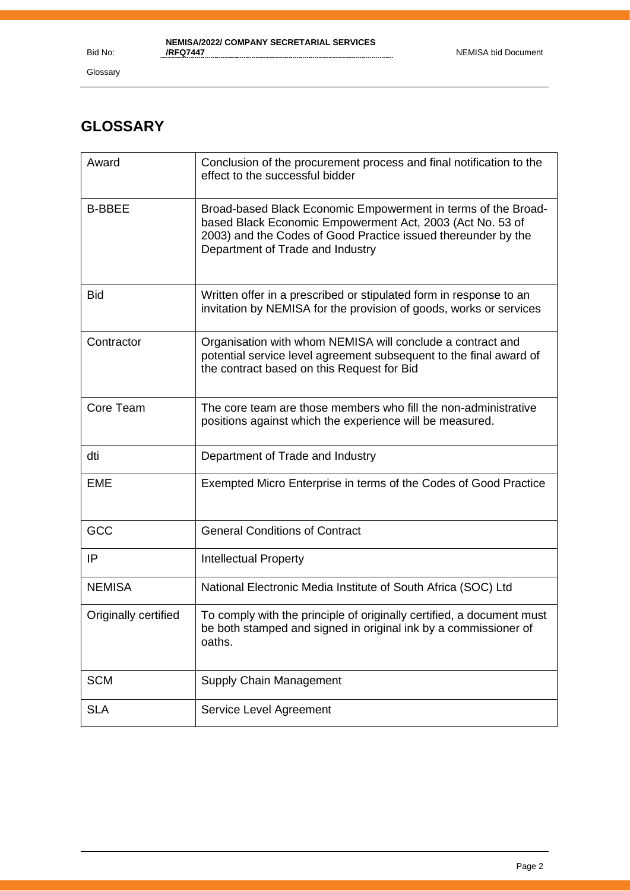# GLOSSARY

| Term | Definition |
|---|---|
| Award | Conclusion of the procurement process and final notification to the effect to the successful bidder |
| B-BBEE | Broad-based Black Economic Empowerment in terms of the Broad-based Black Economic Empowerment Act, 2003 (Act No. 53 of 2003) and the Codes of Good Practice issued thereunder by the Department of Trade and Industry |
| Bid | Written offer in a prescribed or stipulated form in response to an invitation by NEMISA for the provision of goods, works or services |
| Contractor | Organisation with whom NEMISA will conclude a contract and potential service level agreement subsequent to the final award of the contract based on this Request for Bid |
| Core Team | The core team are those members who fill the non-administrative positions against which the experience will be measured. |
| dti | Department of Trade and Industry |
| EME | Exempted Micro Enterprise in terms of the Codes of Good Practice |
| GCC | General Conditions of Contract |
| IP | Intellectual Property |
| NEMISA | National Electronic Media Institute of South Africa (SOC) Ltd |
| Originally certified | To comply with the principle of originally certified, a document must be both stamped and signed in original ink by a commissioner of oaths. |
| SCM | Supply Chain Management |
| SLA | Service Level Agreement |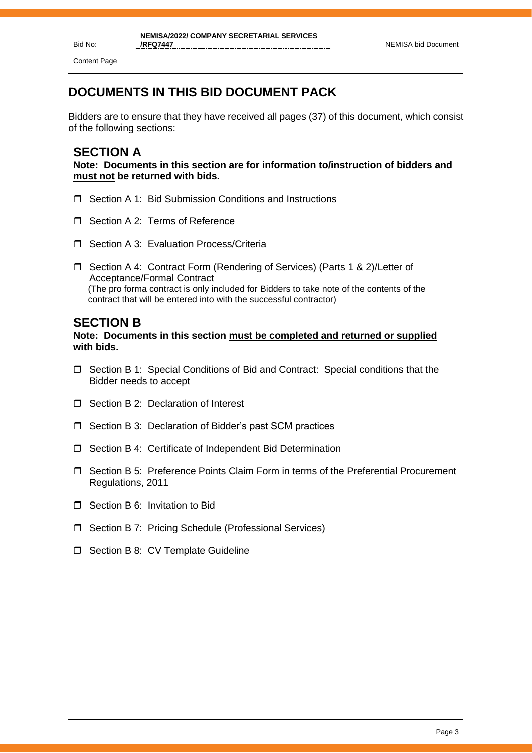# DOCUMENTS IN THIS BID DOCUMENT PACK

Bidders are to ensure that they have received all pages (37) of this document, which consist of the following sections:

## SECTION A

**Note: Documents in this section are for information to/instruction of bidders and <u>must not</u> be returned with bids.**

- ☐ Section A 1: Bid Submission Conditions and Instructions
- ☐ Section A 2: Terms of Reference
- ☐ Section A 3: Evaluation Process/Criteria
- ☐ Section A 4: Contract Form (Rendering of Services) (Parts 1 & 2)/Letter of Acceptance/Formal Contract
  (The pro forma contract is only included for Bidders to take note of the contents of the contract that will be entered into with the successful contractor)

## SECTION B

**Note: Documents in this section <u>must be completed and returned or supplied</u> with bids.**

- ☐ Section B 1: Special Conditions of Bid and Contract: Special conditions that the Bidder needs to accept
- ☐ Section B 2: Declaration of Interest
- ☐ Section B 3: Declaration of Bidder's past SCM practices
- ☐ Section B 4: Certificate of Independent Bid Determination
- ☐ Section B 5: Preference Points Claim Form in terms of the Preferential Procurement Regulations, 2011
- ☐ Section B 6: Invitation to Bid
- ☐ Section B 7: Pricing Schedule (Professional Services)
- ☐ Section B 8: CV Template Guideline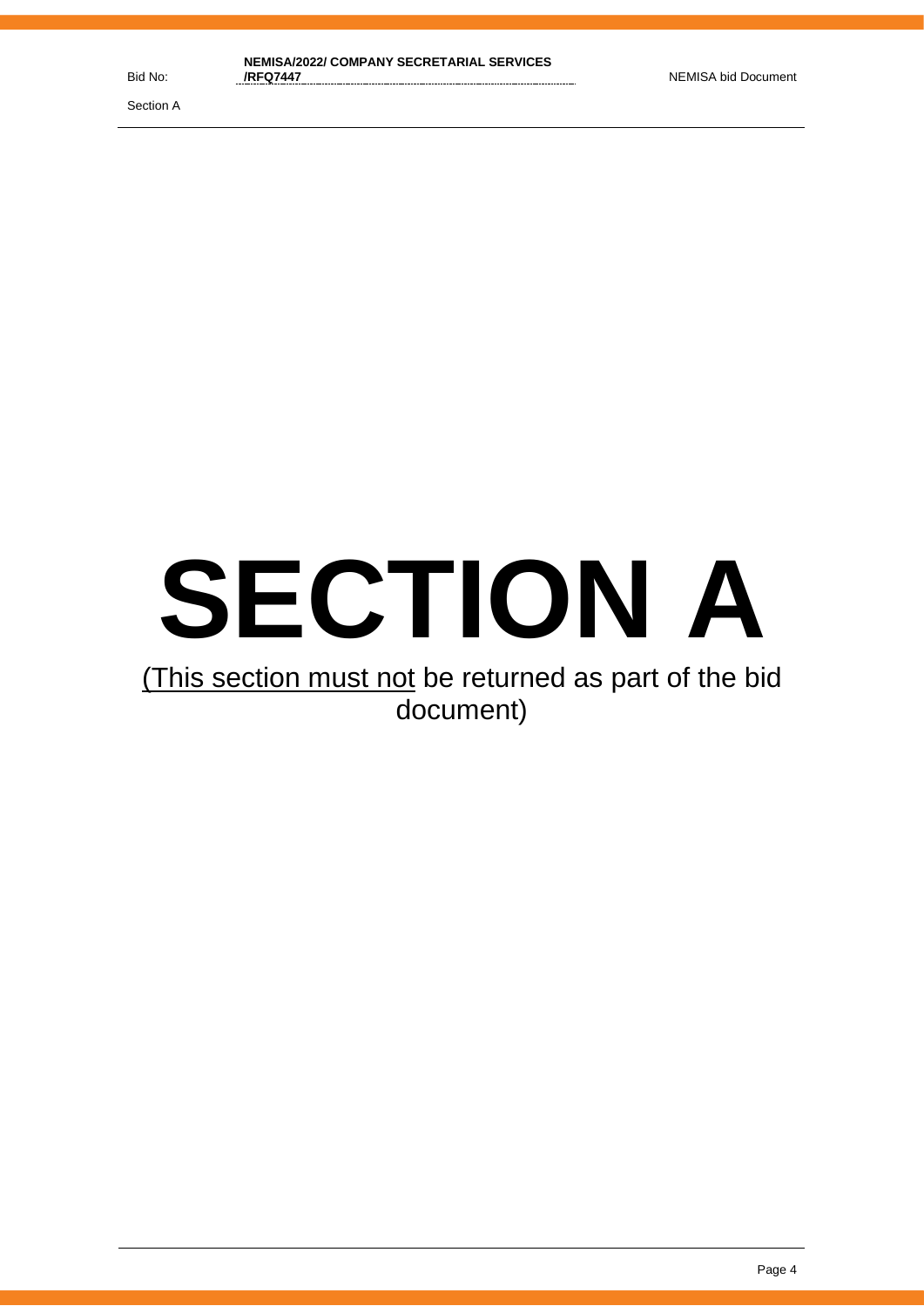# SECTION A

<u>(This section must not</u> be returned as part of the bid document)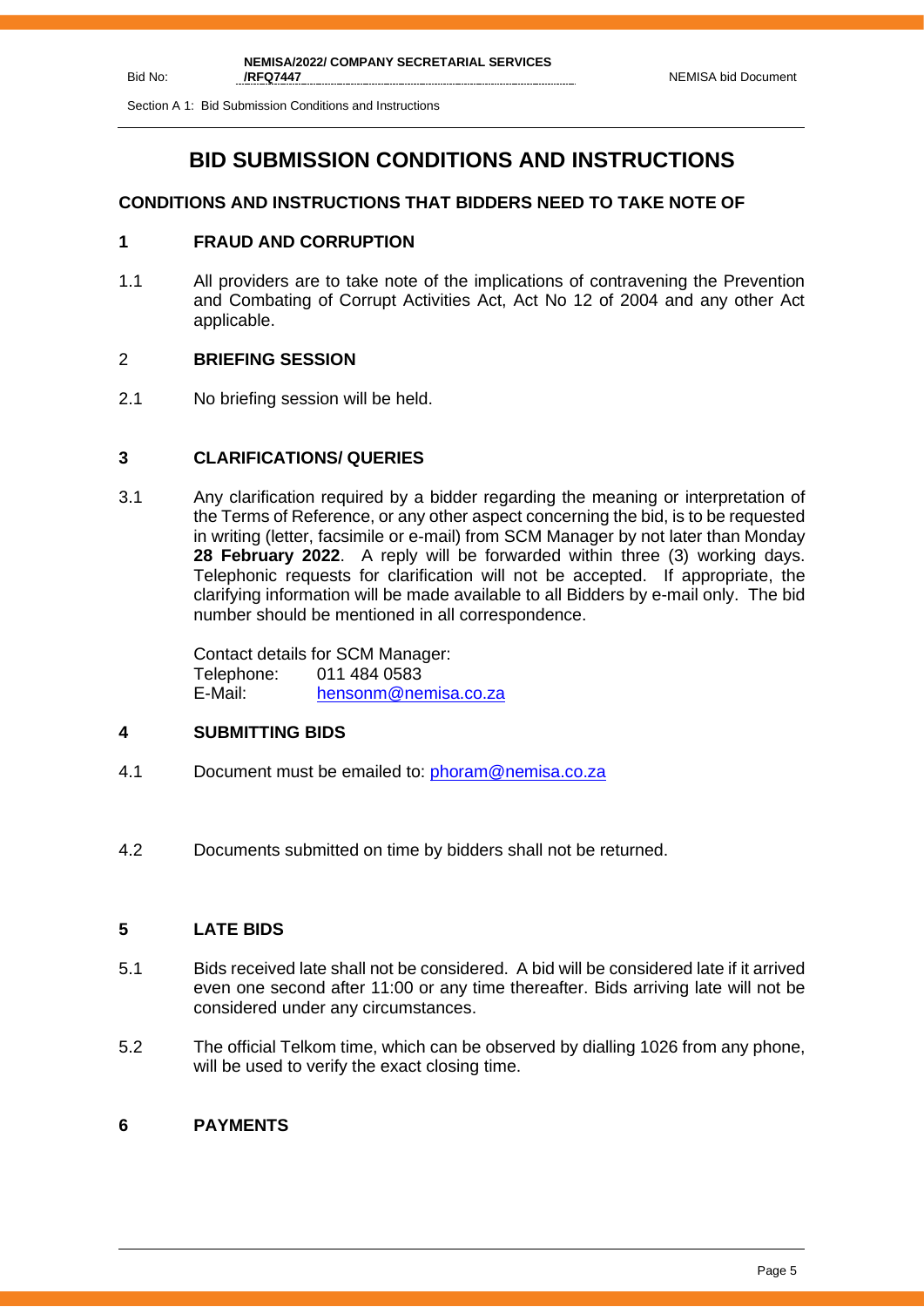# BID SUBMISSION CONDITIONS AND INSTRUCTIONS

## CONDITIONS AND INSTRUCTIONS THAT BIDDERS NEED TO TAKE NOTE OF

### 1 FRAUD AND CORRUPTION

1.1 All providers are to take note of the implications of contravening the Prevention and Combating of Corrupt Activities Act, Act No 12 of 2004 and any other Act applicable.

### 2 BRIEFING SESSION

2.1 No briefing session will be held.

### 3 CLARIFICATIONS/ QUERIES

3.1 Any clarification required by a bidder regarding the meaning or interpretation of the Terms of Reference, or any other aspect concerning the bid, is to be requested in writing (letter, facsimile or e-mail) from SCM Manager by not later than Monday **28 February 2022**. A reply will be forwarded within three (3) working days. Telephonic requests for clarification will not be accepted. If appropriate, the clarifying information will be made available to all Bidders by e-mail only. The bid number should be mentioned in all correspondence.

Contact details for SCM Manager:
Telephone: 011 484 0583
E-Mail: hensonm@nemisa.co.za

### 4 SUBMITTING BIDS

4.1 Document must be emailed to: phoram@nemisa.co.za

4.2 Documents submitted on time by bidders shall not be returned.

### 5 LATE BIDS

5.1 Bids received late shall not be considered. A bid will be considered late if it arrived even one second after 11:00 or any time thereafter. Bids arriving late will not be considered under any circumstances.

5.2 The official Telkom time, which can be observed by dialling 1026 from any phone, will be used to verify the exact closing time.

### 6 PAYMENTS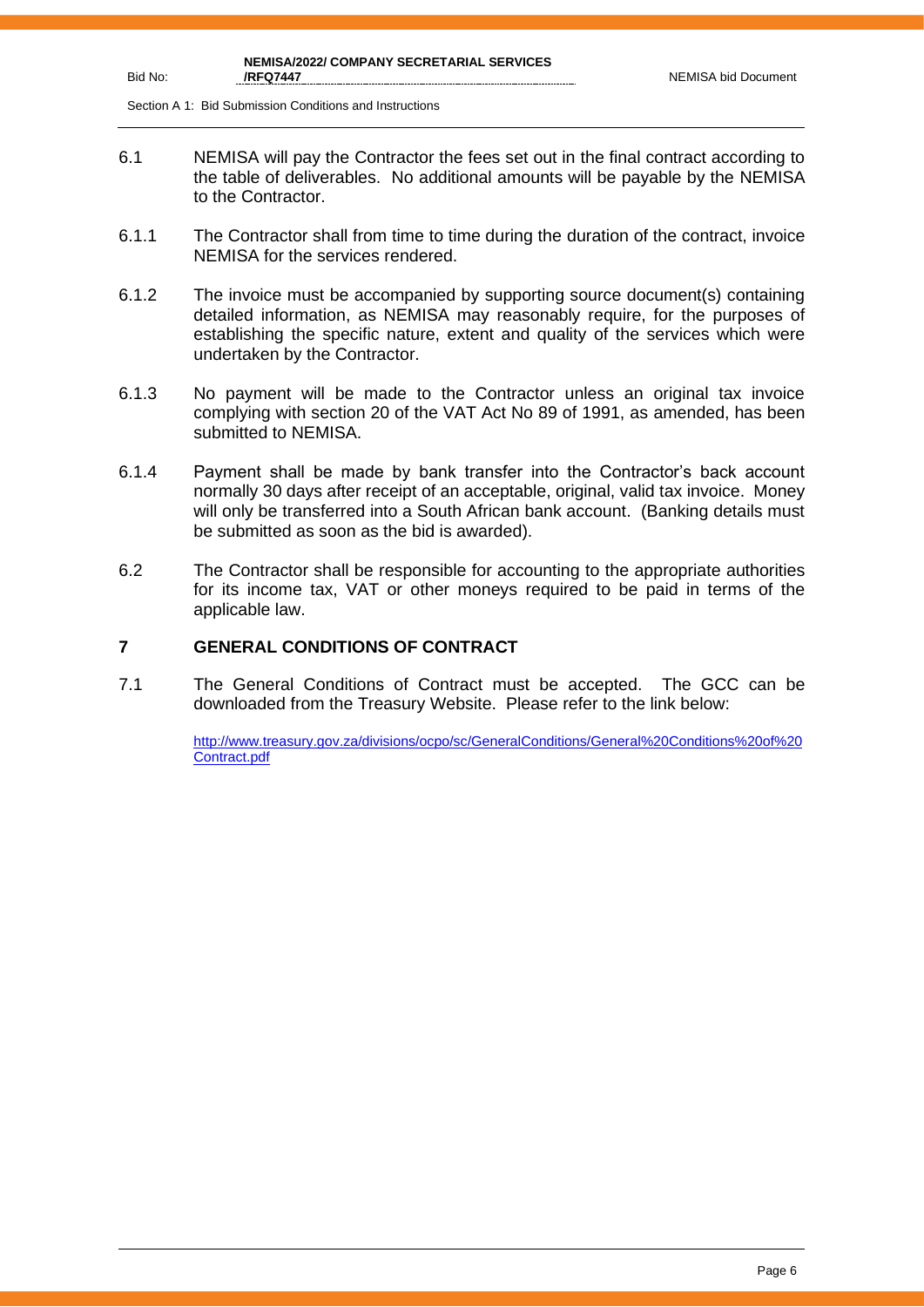6.1 NEMISA will pay the Contractor the fees set out in the final contract according to the table of deliverables. No additional amounts will be payable by the NEMISA to the Contractor.

6.1.1 The Contractor shall from time to time during the duration of the contract, invoice NEMISA for the services rendered.

6.1.2 The invoice must be accompanied by supporting source document(s) containing detailed information, as NEMISA may reasonably require, for the purposes of establishing the specific nature, extent and quality of the services which were undertaken by the Contractor.

6.1.3 No payment will be made to the Contractor unless an original tax invoice complying with section 20 of the VAT Act No 89 of 1991, as amended, has been submitted to NEMISA.

6.1.4 Payment shall be made by bank transfer into the Contractor's back account normally 30 days after receipt of an acceptable, original, valid tax invoice. Money will only be transferred into a South African bank account. (Banking details must be submitted as soon as the bid is awarded).

6.2 The Contractor shall be responsible for accounting to the appropriate authorities for its income tax, VAT or other moneys required to be paid in terms of the applicable law.

## 7 GENERAL CONDITIONS OF CONTRACT

7.1 The General Conditions of Contract must be accepted. The GCC can be downloaded from the Treasury Website. Please refer to the link below:

[http://www.treasury.gov.za/divisions/ocpo/sc/GeneralConditions/General%20Conditions%20of%20Contract.pdf](http://www.treasury.gov.za/divisions/ocpo/sc/GeneralConditions/General%20Conditions%20of%20Contract.pdf)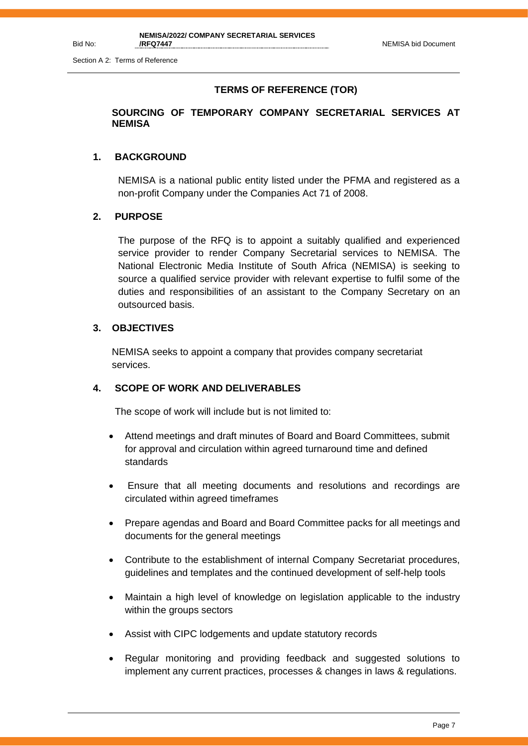## TERMS OF REFERENCE (TOR)

### SOURCING OF TEMPORARY COMPANY SECRETARIAL SERVICES AT NEMISA

### 1. BACKGROUND

NEMISA is a national public entity listed under the PFMA and registered as a non-profit Company under the Companies Act 71 of 2008.

### 2. PURPOSE

The purpose of the RFQ is to appoint a suitably qualified and experienced service provider to render Company Secretarial services to NEMISA. The National Electronic Media Institute of South Africa (NEMISA) is seeking to source a qualified service provider with relevant expertise to fulfil some of the duties and responsibilities of an assistant to the Company Secretary on an outsourced basis.

### 3. OBJECTIVES

NEMISA seeks to appoint a company that provides company secretariat services.

### 4. SCOPE OF WORK AND DELIVERABLES

The scope of work will include but is not limited to:

- Attend meetings and draft minutes of Board and Board Committees, submit for approval and circulation within agreed turnaround time and defined standards
- Ensure that all meeting documents and resolutions and recordings are circulated within agreed timeframes
- Prepare agendas and Board and Board Committee packs for all meetings and documents for the general meetings
- Contribute to the establishment of internal Company Secretariat procedures, guidelines and templates and the continued development of self-help tools
- Maintain a high level of knowledge on legislation applicable to the industry within the groups sectors
- Assist with CIPC lodgements and update statutory records
- Regular monitoring and providing feedback and suggested solutions to implement any current practices, processes & changes in laws & regulations.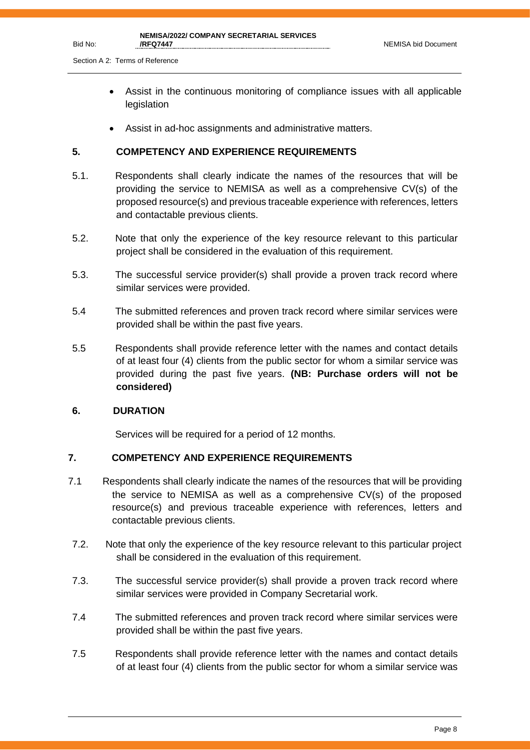- Assist in the continuous monitoring of compliance issues with all applicable legislation
- Assist in ad-hoc assignments and administrative matters.

## 5. COMPETENCY AND EXPERIENCE REQUIREMENTS

5.1. Respondents shall clearly indicate the names of the resources that will be providing the service to NEMISA as well as a comprehensive CV(s) of the proposed resource(s) and previous traceable experience with references, letters and contactable previous clients.

5.2. Note that only the experience of the key resource relevant to this particular project shall be considered in the evaluation of this requirement.

5.3. The successful service provider(s) shall provide a proven track record where similar services were provided.

5.4 The submitted references and proven track record where similar services were provided shall be within the past five years.

5.5 Respondents shall provide reference letter with the names and contact details of at least four (4) clients from the public sector for whom a similar service was provided during the past five years. **(NB: Purchase orders will not be considered)**

## 6. DURATION

Services will be required for a period of 12 months.

## 7. COMPETENCY AND EXPERIENCE REQUIREMENTS

7.1 Respondents shall clearly indicate the names of the resources that will be providing the service to NEMISA as well as a comprehensive CV(s) of the proposed resource(s) and previous traceable experience with references, letters and contactable previous clients.

7.2. Note that only the experience of the key resource relevant to this particular project shall be considered in the evaluation of this requirement.

7.3. The successful service provider(s) shall provide a proven track record where similar services were provided in Company Secretarial work.

7.4 The submitted references and proven track record where similar services were provided shall be within the past five years.

7.5 Respondents shall provide reference letter with the names and contact details of at least four (4) clients from the public sector for whom a similar service was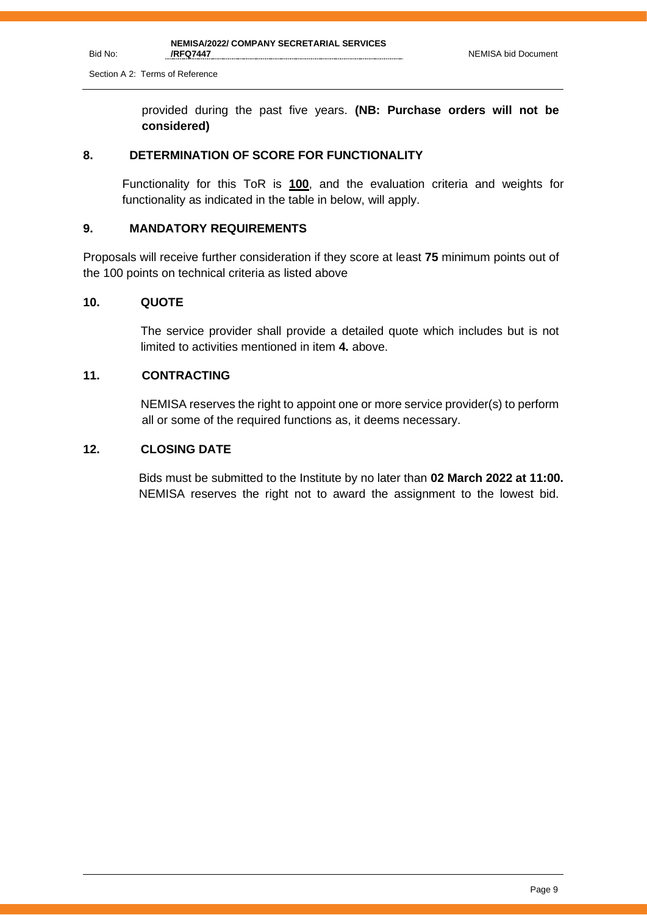provided during the past five years. **(NB: Purchase orders will not be considered)**

## 8. DETERMINATION OF SCORE FOR FUNCTIONALITY

Functionality for this ToR is **100**, and the evaluation criteria and weights for functionality as indicated in the table in below, will apply.

## 9. MANDATORY REQUIREMENTS

Proposals will receive further consideration if they score at least **75** minimum points out of the 100 points on technical criteria as listed above

## 10. QUOTE

The service provider shall provide a detailed quote which includes but is not limited to activities mentioned in item **4.** above.

## 11. CONTRACTING

NEMISA reserves the right to appoint one or more service provider(s) to perform all or some of the required functions as, it deems necessary.

## 12. CLOSING DATE

Bids must be submitted to the Institute by no later than **02 March 2022 at 11:00.** NEMISA reserves the right not to award the assignment to the lowest bid.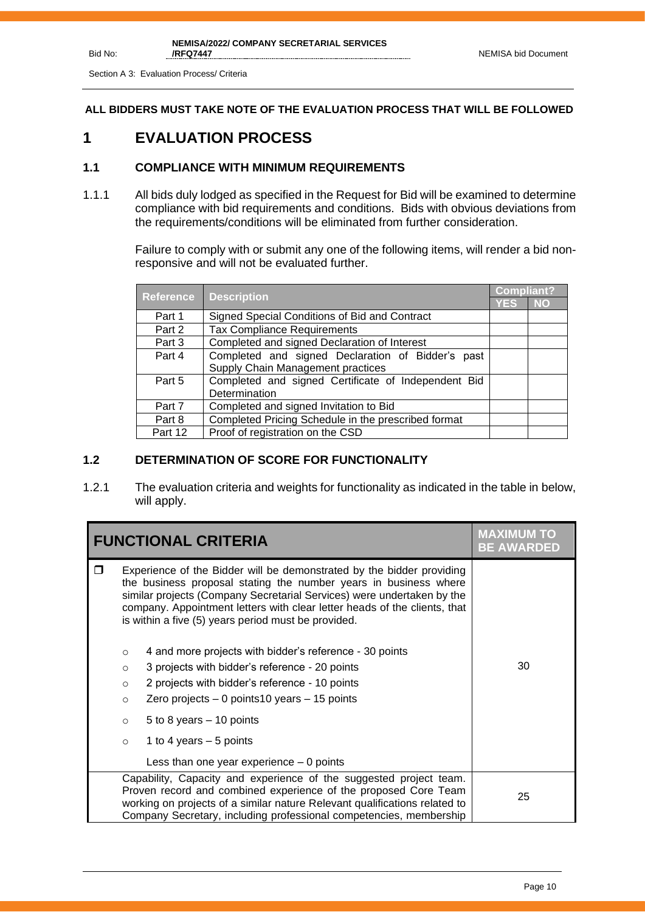**ALL BIDDERS MUST TAKE NOTE OF THE EVALUATION PROCESS THAT WILL BE FOLLOWED**

# 1 EVALUATION PROCESS

## 1.1 COMPLIANCE WITH MINIMUM REQUIREMENTS

1.1.1 All bids duly lodged as specified in the Request for Bid will be examined to determine compliance with bid requirements and conditions. Bids with obvious deviations from the requirements/conditions will be eliminated from further consideration.

Failure to comply with or submit any one of the following items, will render a bid non-responsive and will not be evaluated further.

| Reference | Description | Compliant? | |
|---|---|---|---|
| | | YES | NO |
| Part 1 | Signed Special Conditions of Bid and Contract | | |
| Part 2 | Tax Compliance Requirements | | |
| Part 3 | Completed and signed Declaration of Interest | | |
| Part 4 | Completed and signed Declaration of Bidder's past Supply Chain Management practices | | |
| Part 5 | Completed and signed Certificate of Independent Bid Determination | | |
| Part 7 | Completed and signed Invitation to Bid | | |
| Part 8 | Completed Pricing Schedule in the prescribed format | | |
| Part 12 | Proof of registration on the CSD | | |

## 1.2 DETERMINATION OF SCORE FOR FUNCTIONALITY

1.2.1 The evaluation criteria and weights for functionality as indicated in the table in below, will apply.

| FUNCTIONAL CRITERIA | MAXIMUM TO BE AWARDED |
|---|---|
| ☐ Experience of the Bidder will be demonstrated by the bidder providing the business proposal stating the number years in business where similar projects (Company Secretarial Services) were undertaken by the company. Appointment letters with clear letter heads of the clients, that is within a five (5) years period must be provided.<br><br>○ 4 and more projects with bidder's reference - 30 points<br>○ 3 projects with bidder's reference - 20 points<br>○ 2 projects with bidder's reference - 10 points<br>○ Zero projects – 0 points10 years – 15 points<br>○ 5 to 8 years – 10 points<br>○ 1 to 4 years – 5 points<br>Less than one year experience – 0 points | 30 |
| Capability, Capacity and experience of the suggested project team. Proven record and combined experience of the proposed Core Team working on projects of a similar nature Relevant qualifications related to Company Secretary, including professional competencies, membership | 25 |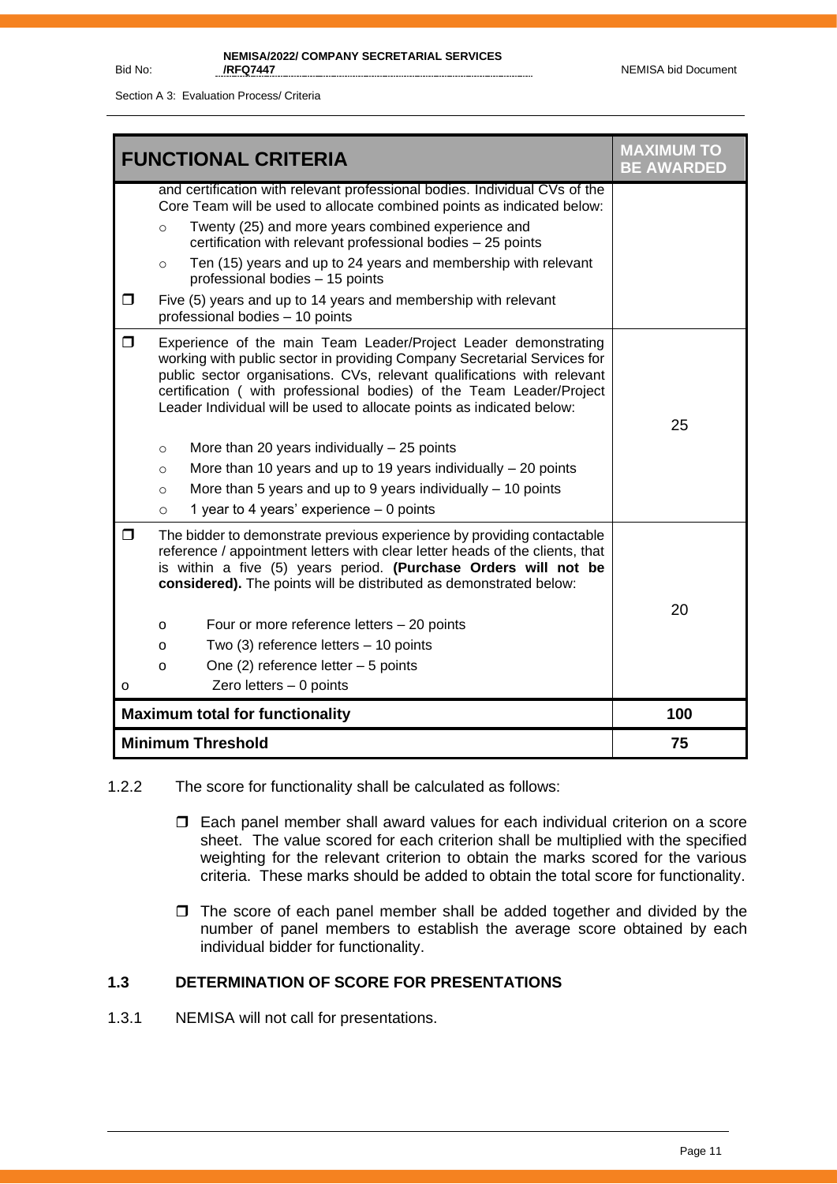| FUNCTIONAL CRITERIA | MAXIMUM TO BE AWARDED |
|---|---|
| and certification with relevant professional bodies. Individual CVs of the Core Team will be used to allocate combined points as indicated below:<br>o Twenty (25) and more years combined experience and certification with relevant professional bodies – 25 points<br>o Ten (15) years and up to 24 years and membership with relevant professional bodies – 15 points<br>❒ Five (5) years and up to 14 years and membership with relevant professional bodies – 10 points | |
| ❒ Experience of the main Team Leader/Project Leader demonstrating working with public sector in providing Company Secretarial Services for public sector organisations. CVs, relevant qualifications with relevant certification ( with professional bodies) of the Team Leader/Project Leader Individual will be used to allocate points as indicated below:<br>o More than 20 years individually – 25 points<br>o More than 10 years and up to 19 years individually – 20 points<br>o More than 5 years and up to 9 years individually – 10 points<br>o 1 year to 4 years' experience – 0 points | 25 |
| ❒ The bidder to demonstrate previous experience by providing contactable reference / appointment letters with clear letter heads of the clients, that is within a five (5) years period. **(Purchase Orders will not be considered).** The points will be distributed as demonstrated below:<br>o Four or more reference letters – 20 points<br>o Two (3) reference letters – 10 points<br>o One (2) reference letter – 5 points<br>o Zero letters – 0 points | 20 |
| **Maximum total for functionality** | **100** |
| **Minimum Threshold** | **75** |

1.2.2 The score for functionality shall be calculated as follows:

- ❒ Each panel member shall award values for each individual criterion on a score sheet. The value scored for each criterion shall be multiplied with the specified weighting for the relevant criterion to obtain the marks scored for the various criteria. These marks should be added to obtain the total score for functionality.
- ❒ The score of each panel member shall be added together and divided by the number of panel members to establish the average score obtained by each individual bidder for functionality.

### 1.3 DETERMINATION OF SCORE FOR PRESENTATIONS

1.3.1 NEMISA will not call for presentations.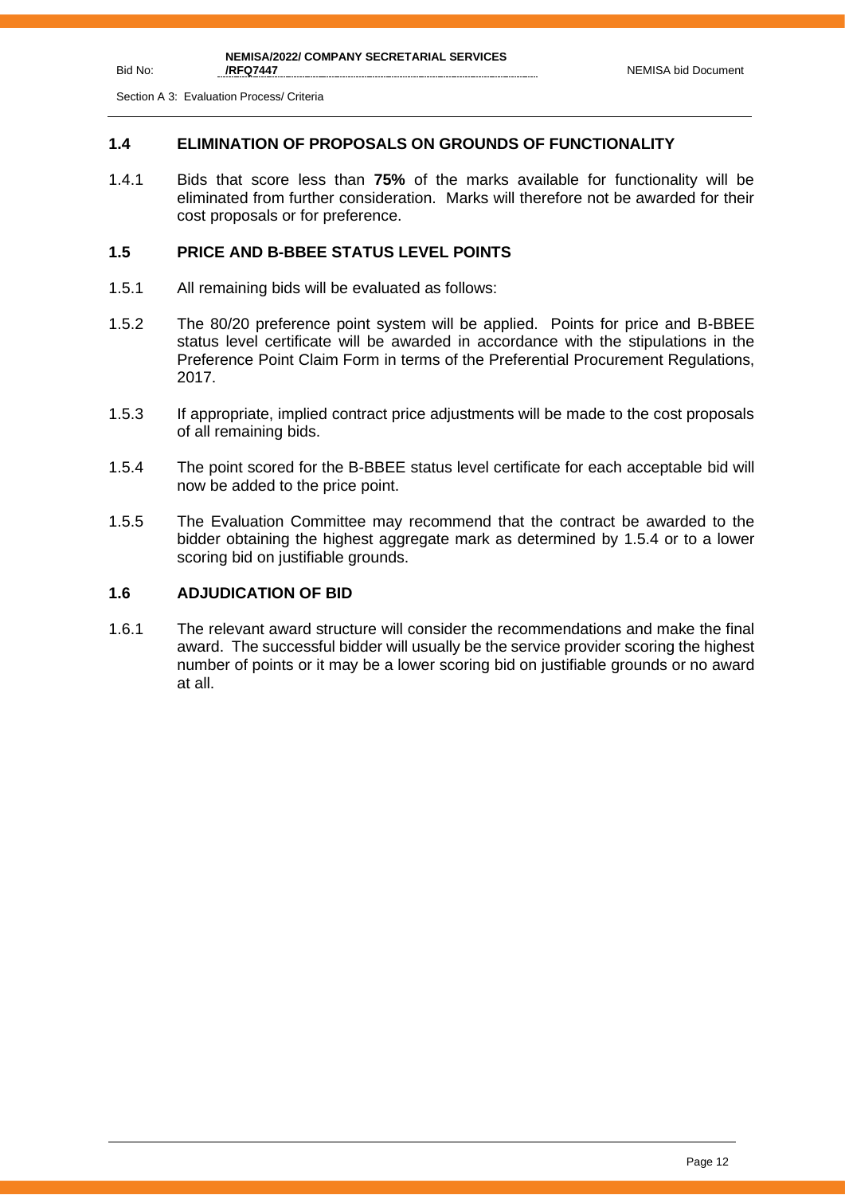## 1.4 ELIMINATION OF PROPOSALS ON GROUNDS OF FUNCTIONALITY

1.4.1 Bids that score less than **75%** of the marks available for functionality will be eliminated from further consideration. Marks will therefore not be awarded for their cost proposals or for preference.

## 1.5 PRICE AND B-BBEE STATUS LEVEL POINTS

1.5.1 All remaining bids will be evaluated as follows:

1.5.2 The 80/20 preference point system will be applied. Points for price and B-BBEE status level certificate will be awarded in accordance with the stipulations in the Preference Point Claim Form in terms of the Preferential Procurement Regulations, 2017.

1.5.3 If appropriate, implied contract price adjustments will be made to the cost proposals of all remaining bids.

1.5.4 The point scored for the B-BBEE status level certificate for each acceptable bid will now be added to the price point.

1.5.5 The Evaluation Committee may recommend that the contract be awarded to the bidder obtaining the highest aggregate mark as determined by 1.5.4 or to a lower scoring bid on justifiable grounds.

## 1.6 ADJUDICATION OF BID

1.6.1 The relevant award structure will consider the recommendations and make the final award. The successful bidder will usually be the service provider scoring the highest number of points or it may be a lower scoring bid on justifiable grounds or no award at all.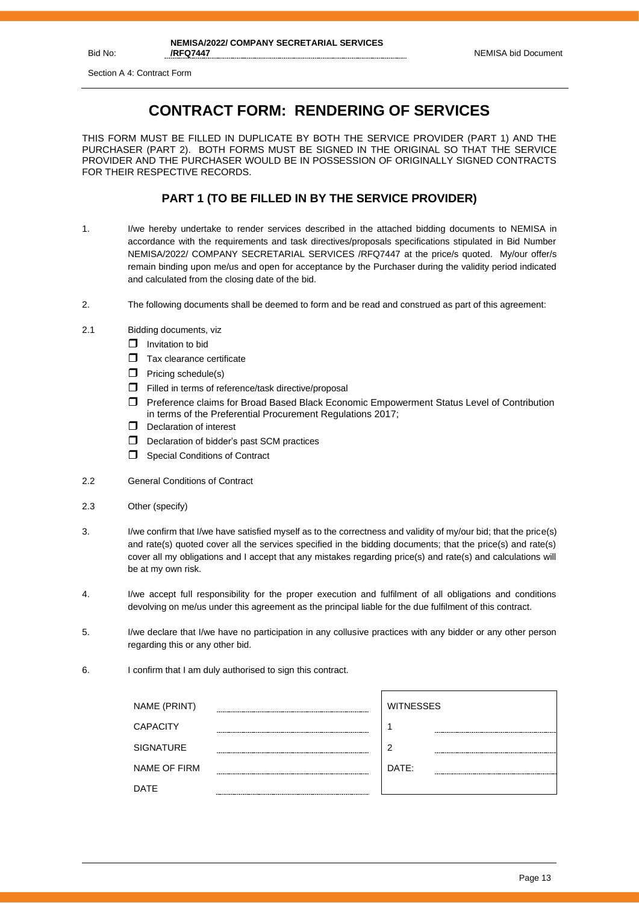# CONTRACT FORM: RENDERING OF SERVICES

THIS FORM MUST BE FILLED IN DUPLICATE BY BOTH THE SERVICE PROVIDER (PART 1) AND THE PURCHASER (PART 2). BOTH FORMS MUST BE SIGNED IN THE ORIGINAL SO THAT THE SERVICE PROVIDER AND THE PURCHASER WOULD BE IN POSSESSION OF ORIGINALLY SIGNED CONTRACTS FOR THEIR RESPECTIVE RECORDS.

## PART 1 (TO BE FILLED IN BY THE SERVICE PROVIDER)

1. I/we hereby undertake to render services described in the attached bidding documents to NEMISA in accordance with the requirements and task directives/proposals specifications stipulated in Bid Number NEMISA/2022/ COMPANY SECRETARIAL SERVICES /RFQ7447 at the price/s quoted. My/our offer/s remain binding upon me/us and open for acceptance by the Purchaser during the validity period indicated and calculated from the closing date of the bid.

2. The following documents shall be deemed to form and be read and construed as part of this agreement:

2.1 Bidding documents, viz
- ❒ Invitation to bid
- ❒ Tax clearance certificate
- ❒ Pricing schedule(s)
- ❒ Filled in terms of reference/task directive/proposal
- ❒ Preference claims for Broad Based Black Economic Empowerment Status Level of Contribution in terms of the Preferential Procurement Regulations 2017;
- ❒ Declaration of interest
- ❒ Declaration of bidder's past SCM practices
- ❒ Special Conditions of Contract

2.2 General Conditions of Contract

2.3 Other (specify)

3. I/we confirm that I/we have satisfied myself as to the correctness and validity of my/our bid; that the price(s) and rate(s) quoted cover all the services specified in the bidding documents; that the price(s) and rate(s) cover all my obligations and I accept that any mistakes regarding price(s) and rate(s) and calculations will be at my own risk.

4. I/we accept full responsibility for the proper execution and fulfilment of all obligations and conditions devolving on me/us under this agreement as the principal liable for the due fulfilment of this contract.

5. I/we declare that I/we have no participation in any collusive practices with any bidder or any other person regarding this or any other bid.

6. I confirm that I am duly authorised to sign this contract.

| | | WITNESSES | |
|---|---|---|---|
| NAME (PRINT) | ……………………… | 1 | ……………………… |
| CAPACITY | ……………………… | 2 | ……………………… |
| SIGNATURE | ……………………… | DATE: | ……………………… |
| NAME OF FIRM | ……………………… | | |
| DATE | ……………………… | | |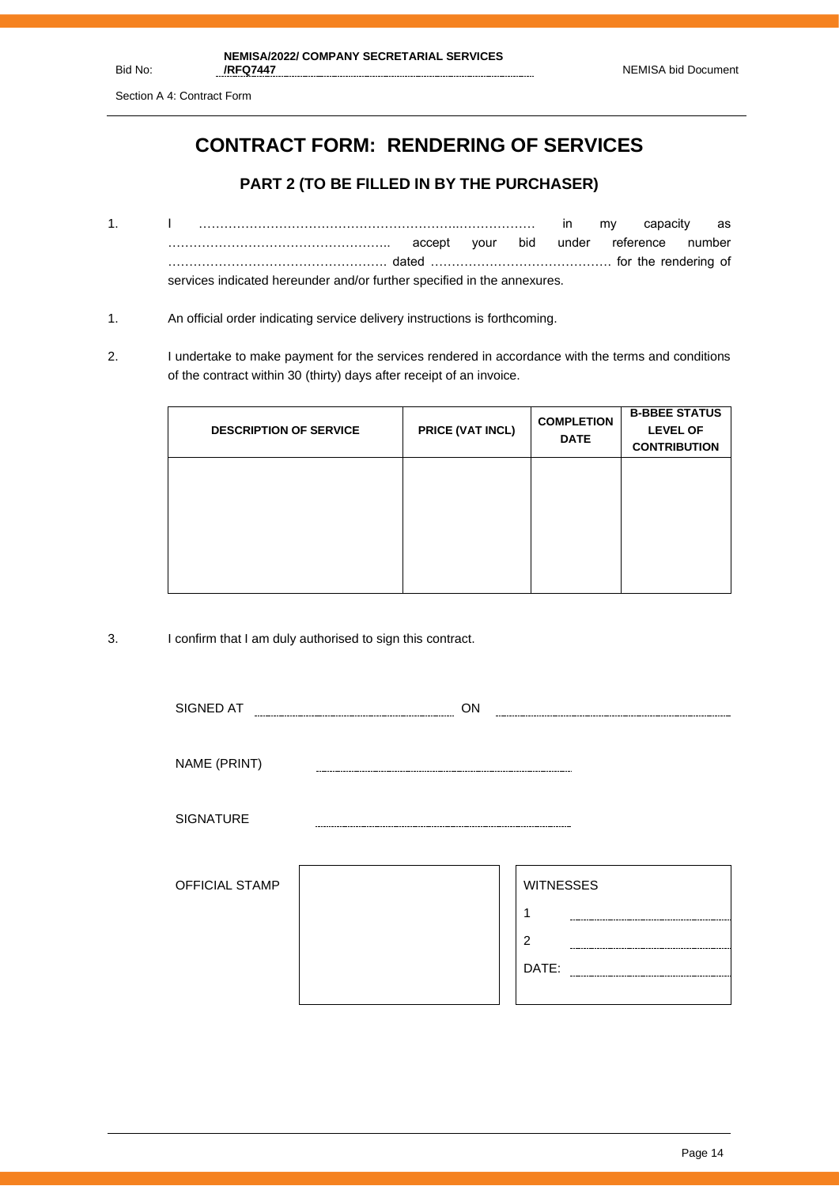# CONTRACT FORM: RENDERING OF SERVICES

## PART 2 (TO BE FILLED IN BY THE PURCHASER)

1. I ……………………………………………………..……………… in my capacity as …………………………………………….. accept your bid under reference number ……………………………………………. dated …………………………………… for the rendering of services indicated hereunder and/or further specified in the annexures.

1. An official order indicating service delivery instructions is forthcoming.

2. I undertake to make payment for the services rendered in accordance with the terms and conditions of the contract within 30 (thirty) days after receipt of an invoice.

| DESCRIPTION OF SERVICE | PRICE (VAT INCL) | COMPLETION DATE | B-BBEE STATUS LEVEL OF CONTRIBUTION |
|---|---|---|---|
| | | | |

3. I confirm that I am duly authorised to sign this contract.

SIGNED AT .............................................. ON ..............................................

NAME (PRINT) ..............................................

SIGNATURE ..............................................

| OFFICIAL STAMP | | WITNESSES |
|---|---|---|
| | | 1 .............................. |
| | | 2 .............................. |
| | | DATE: .............................. |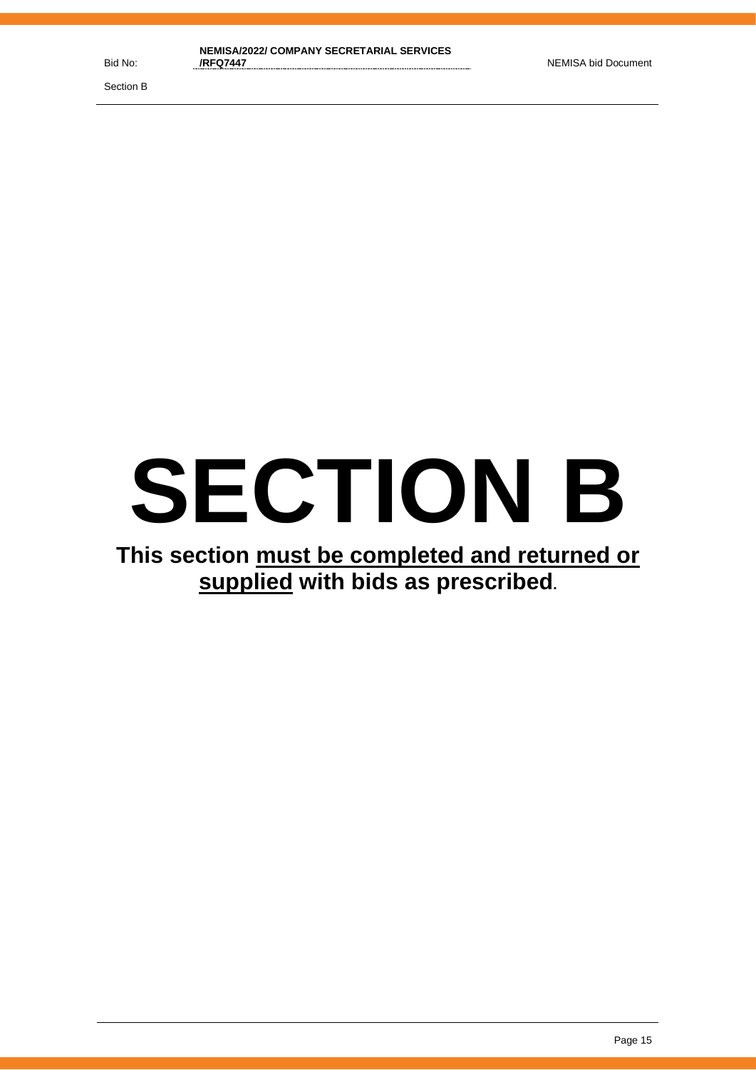# SECTION B

**This section <u>must be completed and returned or</u> <u>supplied</u> with bids as prescribed.**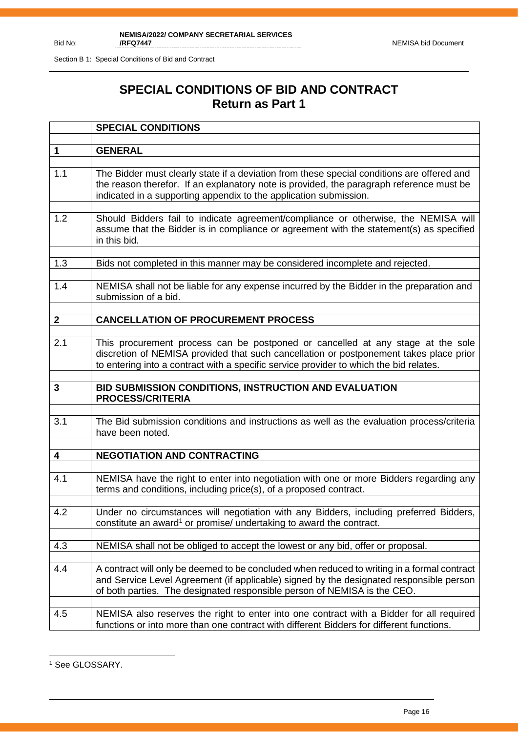Section B 1: Special Conditions of Bid and Contract

# SPECIAL CONDITIONS OF BID AND CONTRACT
## Return as Part 1

| | **SPECIAL CONDITIONS** |
|---|---|
| **1** | **GENERAL** |
| 1.1 | The Bidder must clearly state if a deviation from these special conditions are offered and the reason therefor. If an explanatory note is provided, the paragraph reference must be indicated in a supporting appendix to the application submission. |
| 1.2 | Should Bidders fail to indicate agreement/compliance or otherwise, the NEMISA will assume that the Bidder is in compliance or agreement with the statement(s) as specified in this bid. |
| 1.3 | Bids not completed in this manner may be considered incomplete and rejected. |
| 1.4 | NEMISA shall not be liable for any expense incurred by the Bidder in the preparation and submission of a bid. |
| **2** | **CANCELLATION OF PROCUREMENT PROCESS** |
| 2.1 | This procurement process can be postponed or cancelled at any stage at the sole discretion of NEMISA provided that such cancellation or postponement takes place prior to entering into a contract with a specific service provider to which the bid relates. |
| **3** | **BID SUBMISSION CONDITIONS, INSTRUCTION AND EVALUATION PROCESS/CRITERIA** |
| 3.1 | The Bid submission conditions and instructions as well as the evaluation process/criteria have been noted. |
| **4** | **NEGOTIATION AND CONTRACTING** |
| 4.1 | NEMISA have the right to enter into negotiation with one or more Bidders regarding any terms and conditions, including price(s), of a proposed contract. |
| 4.2 | Under no circumstances will negotiation with any Bidders, including preferred Bidders, constitute an award[1] or promise/ undertaking to award the contract. |
| 4.3 | NEMISA shall not be obliged to accept the lowest or any bid, offer or proposal. |
| 4.4 | A contract will only be deemed to be concluded when reduced to writing in a formal contract and Service Level Agreement (if applicable) signed by the designated responsible person of both parties. The designated responsible person of NEMISA is the CEO. |
| 4.5 | NEMISA also reserves the right to enter into one contract with a Bidder for all required functions or into more than one contract with different Bidders for different functions. |

[1] See GLOSSARY.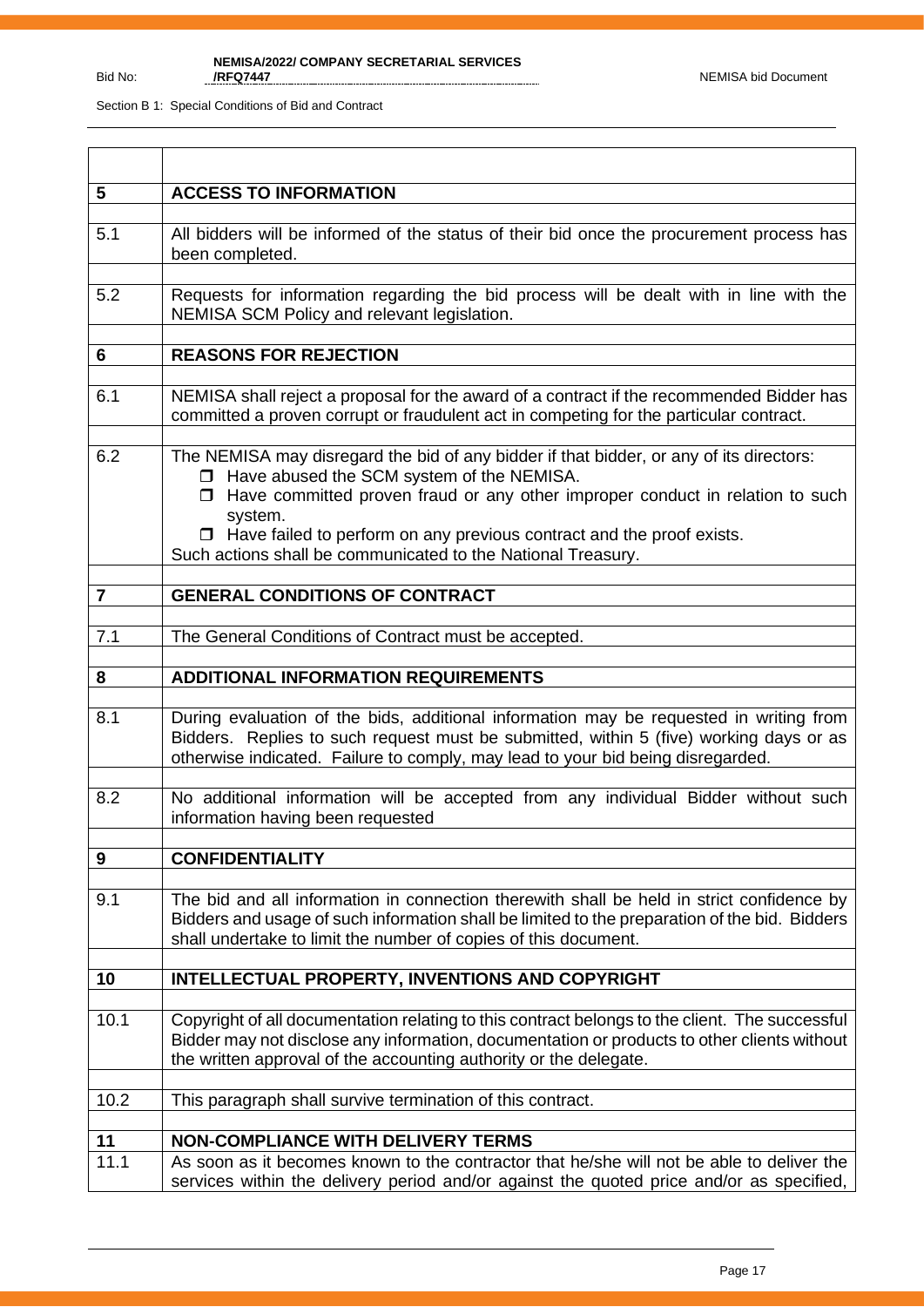Section B 1: Special Conditions of Bid and Contract

| | |
|---|---|
| **5** | **ACCESS TO INFORMATION** |
| 5.1 | All bidders will be informed of the status of their bid once the procurement process has been completed. |
| 5.2 | Requests for information regarding the bid process will be dealt with in line with the NEMISA SCM Policy and relevant legislation. |
| **6** | **REASONS FOR REJECTION** |
| 6.1 | NEMISA shall reject a proposal for the award of a contract if the recommended Bidder has committed a proven corrupt or fraudulent act in competing for the particular contract. |
| 6.2 | The NEMISA may disregard the bid of any bidder if that bidder, or any of its directors:<br>❒ Have abused the SCM system of the NEMISA.<br>❒ Have committed proven fraud or any other improper conduct in relation to such system.<br>❒ Have failed to perform on any previous contract and the proof exists.<br>Such actions shall be communicated to the National Treasury. |
| **7** | **GENERAL CONDITIONS OF CONTRACT** |
| 7.1 | The General Conditions of Contract must be accepted. |
| **8** | **ADDITIONAL INFORMATION REQUIREMENTS** |
| 8.1 | During evaluation of the bids, additional information may be requested in writing from Bidders. Replies to such request must be submitted, within 5 (five) working days or as otherwise indicated. Failure to comply, may lead to your bid being disregarded. |
| 8.2 | No additional information will be accepted from any individual Bidder without such information having been requested |
| **9** | **CONFIDENTIALITY** |
| 9.1 | The bid and all information in connection therewith shall be held in strict confidence by Bidders and usage of such information shall be limited to the preparation of the bid. Bidders shall undertake to limit the number of copies of this document. |
| **10** | **INTELLECTUAL PROPERTY, INVENTIONS AND COPYRIGHT** |
| 10.1 | Copyright of all documentation relating to this contract belongs to the client. The successful Bidder may not disclose any information, documentation or products to other clients without the written approval of the accounting authority or the delegate. |
| 10.2 | This paragraph shall survive termination of this contract. |
| **11** | **NON-COMPLIANCE WITH DELIVERY TERMS** |
| 11.1 | As soon as it becomes known to the contractor that he/she will not be able to deliver the services within the delivery period and/or against the quoted price and/or as specified, |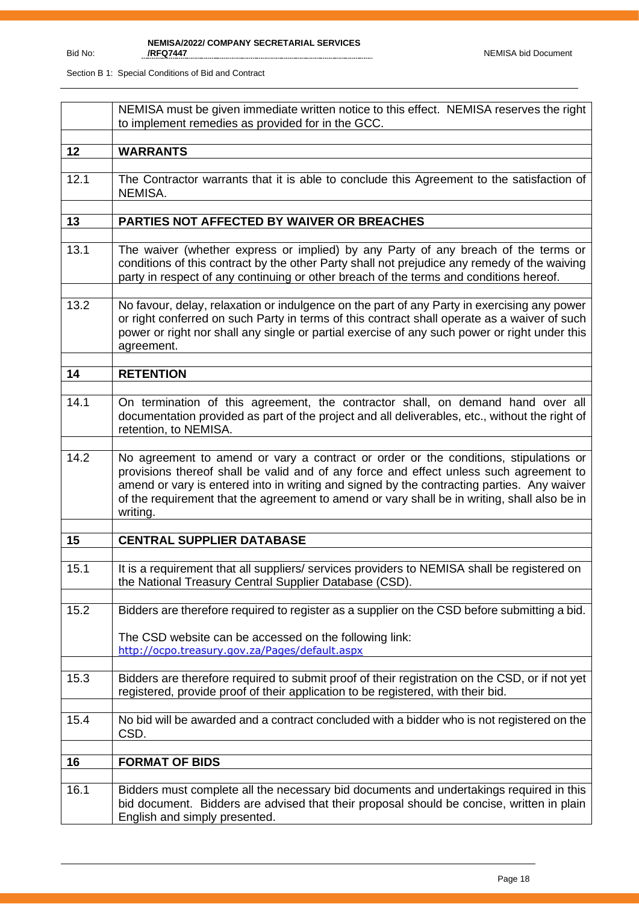| | |
|---|---|
| | NEMISA must be given immediate written notice to this effect. NEMISA reserves the right to implement remedies as provided for in the GCC. |
| **12** | **WARRANTS** |
| 12.1 | The Contractor warrants that it is able to conclude this Agreement to the satisfaction of NEMISA. |
| **13** | **PARTIES NOT AFFECTED BY WAIVER OR BREACHES** |
| 13.1 | The waiver (whether express or implied) by any Party of any breach of the terms or conditions of this contract by the other Party shall not prejudice any remedy of the waiving party in respect of any continuing or other breach of the terms and conditions hereof. |
| 13.2 | No favour, delay, relaxation or indulgence on the part of any Party in exercising any power or right conferred on such Party in terms of this contract shall operate as a waiver of such power or right nor shall any single or partial exercise of any such power or right under this agreement. |
| **14** | **RETENTION** |
| 14.1 | On termination of this agreement, the contractor shall, on demand hand over all documentation provided as part of the project and all deliverables, etc., without the right of retention, to NEMISA. |
| 14.2 | No agreement to amend or vary a contract or order or the conditions, stipulations or provisions thereof shall be valid and of any force and effect unless such agreement to amend or vary is entered into in writing and signed by the contracting parties. Any waiver of the requirement that the agreement to amend or vary shall be in writing, shall also be in writing. |
| **15** | **CENTRAL SUPPLIER DATABASE** |
| 15.1 | It is a requirement that all suppliers/ services providers to NEMISA shall be registered on the National Treasury Central Supplier Database (CSD). |
| 15.2 | Bidders are therefore required to register as a supplier on the CSD before submitting a bid.<br><br>The CSD website can be accessed on the following link:<br>http://ocpo.treasury.gov.za/Pages/default.aspx |
| 15.3 | Bidders are therefore required to submit proof of their registration on the CSD, or if not yet registered, provide proof of their application to be registered, with their bid. |
| 15.4 | No bid will be awarded and a contract concluded with a bidder who is not registered on the CSD. |
| **16** | **FORMAT OF BIDS** |
| 16.1 | Bidders must complete all the necessary bid documents and undertakings required in this bid document. Bidders are advised that their proposal should be concise, written in plain English and simply presented. |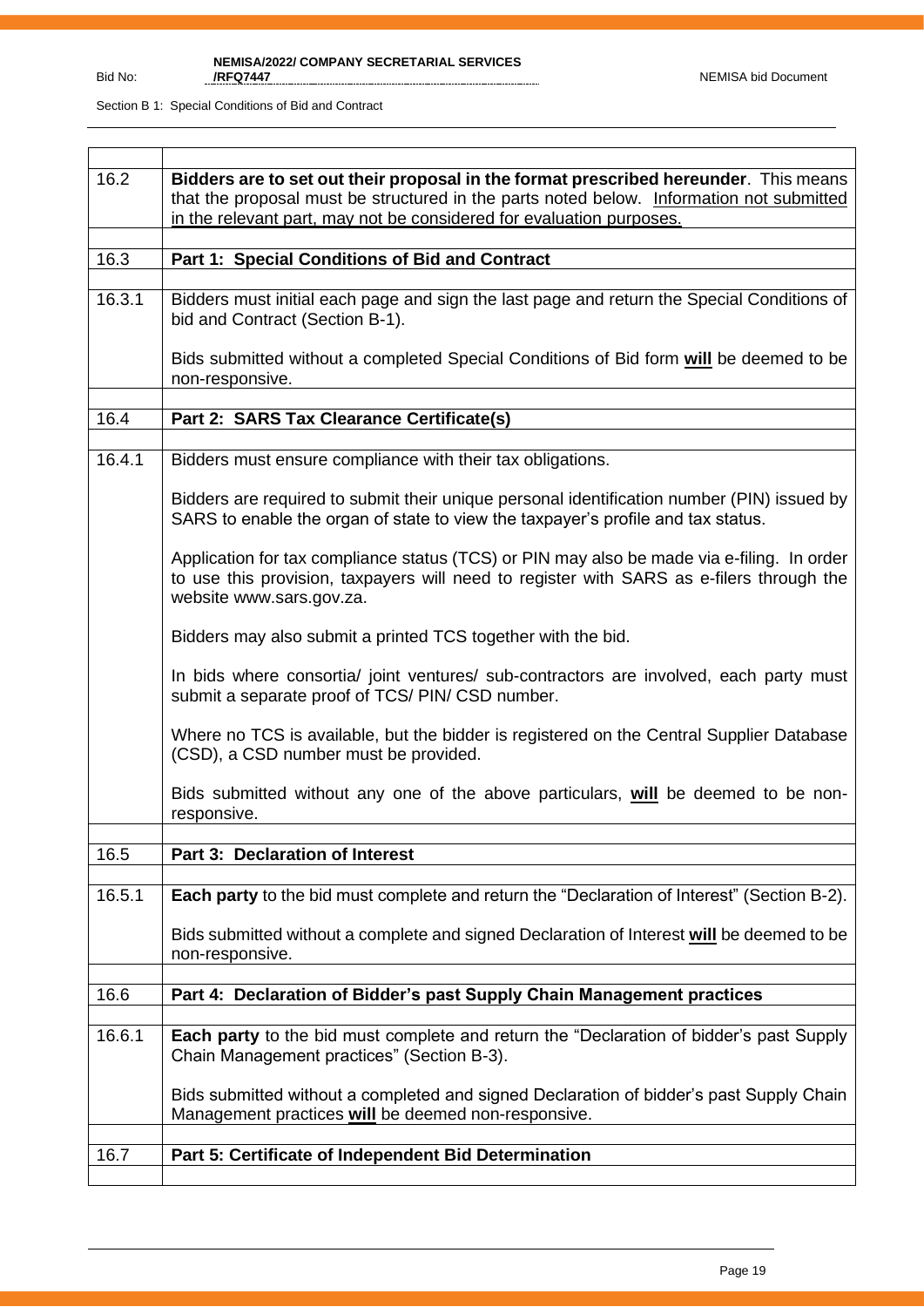| | |
|---|---|
| 16.2 | **Bidders are to set out their proposal in the format prescribed hereunder**. This means that the proposal must be structured in the parts noted below. Information not submitted in the relevant part, may not be considered for evaluation purposes. |
| 16.3 | **Part 1: Special Conditions of Bid and Contract** |
| 16.3.1 | Bidders must initial each page and sign the last page and return the Special Conditions of bid and Contract (Section B-1).<br><br>Bids submitted without a completed Special Conditions of Bid form **will** be deemed to be non-responsive. |
| 16.4 | **Part 2: SARS Tax Clearance Certificate(s)** |
| 16.4.1 | Bidders must ensure compliance with their tax obligations.<br><br>Bidders are required to submit their unique personal identification number (PIN) issued by SARS to enable the organ of state to view the taxpayer's profile and tax status.<br><br>Application for tax compliance status (TCS) or PIN may also be made via e-filing. In order to use this provision, taxpayers will need to register with SARS as e-filers through the website www.sars.gov.za.<br><br>Bidders may also submit a printed TCS together with the bid.<br><br>In bids where consortia/ joint ventures/ sub-contractors are involved, each party must submit a separate proof of TCS/ PIN/ CSD number.<br><br>Where no TCS is available, but the bidder is registered on the Central Supplier Database (CSD), a CSD number must be provided.<br><br>Bids submitted without any one of the above particulars, **will** be deemed to be non-responsive. |
| 16.5 | **Part 3: Declaration of Interest** |
| 16.5.1 | **Each party** to the bid must complete and return the "Declaration of Interest" (Section B-2).<br><br>Bids submitted without a complete and signed Declaration of Interest **will** be deemed to be non-responsive. |
| 16.6 | **Part 4: Declaration of Bidder's past Supply Chain Management practices** |
| 16.6.1 | **Each party** to the bid must complete and return the "Declaration of bidder's past Supply Chain Management practices" (Section B-3).<br><br>Bids submitted without a completed and signed Declaration of bidder's past Supply Chain Management practices **will** be deemed non-responsive. |
| 16.7 | **Part 5: Certificate of Independent Bid Determination** |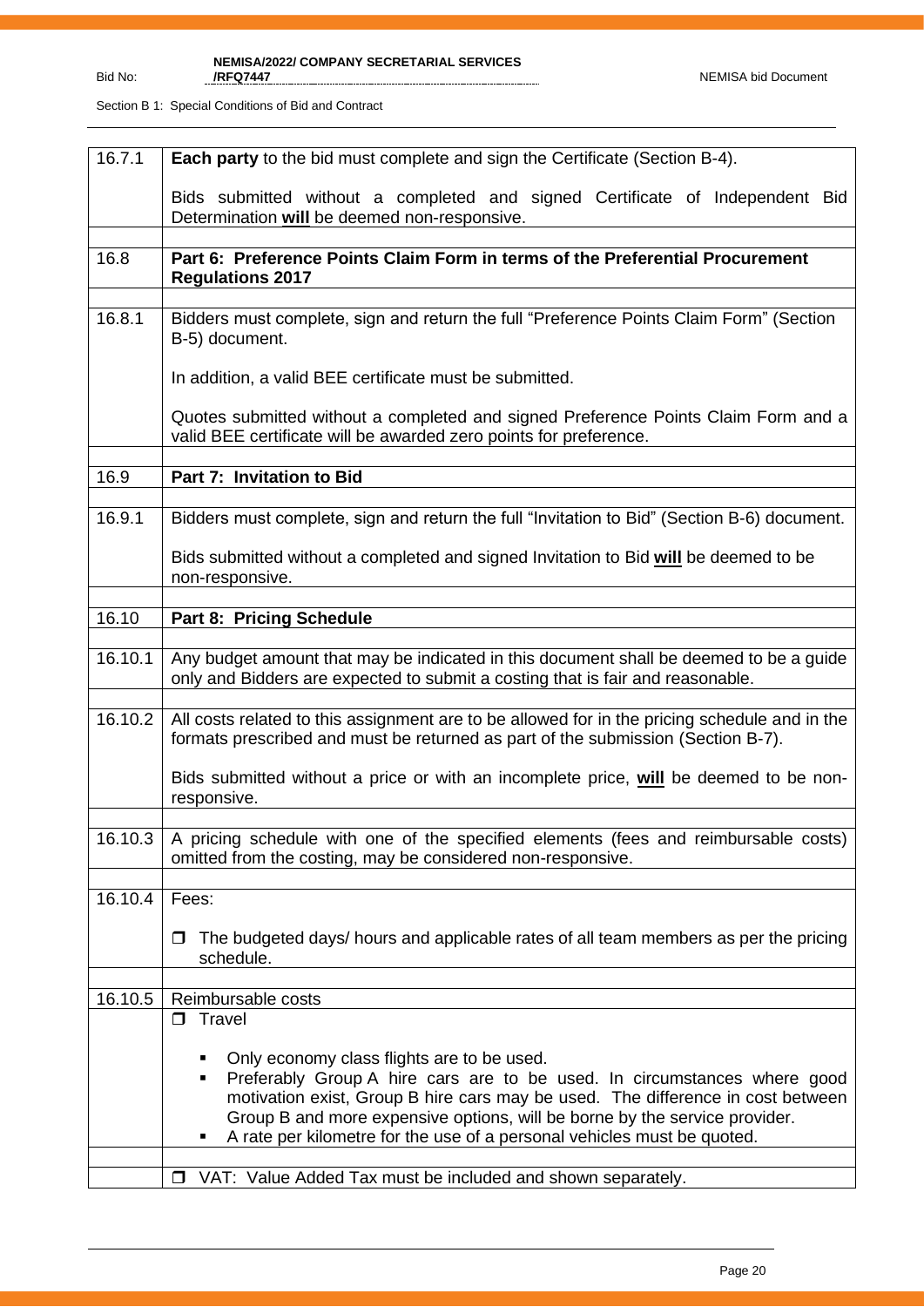| | |
|---|---|
| 16.7.1 | **Each party** to the bid must complete and sign the Certificate (Section B-4).<br><br>Bids submitted without a completed and signed Certificate of Independent Bid Determination **will** be deemed non-responsive. |
| | |
| 16.8 | **Part 6: Preference Points Claim Form in terms of the Preferential Procurement Regulations 2017** |
| | |
| 16.8.1 | Bidders must complete, sign and return the full "Preference Points Claim Form" (Section B-5) document.<br><br>In addition, a valid BEE certificate must be submitted.<br><br>Quotes submitted without a completed and signed Preference Points Claim Form and a valid BEE certificate will be awarded zero points for preference. |
| | |
| 16.9 | **Part 7: Invitation to Bid** |
| | |
| 16.9.1 | Bidders must complete, sign and return the full "Invitation to Bid" (Section B-6) document.<br><br>Bids submitted without a completed and signed Invitation to Bid **will** be deemed to be non-responsive. |
| | |
| 16.10 | **Part 8: Pricing Schedule** |
| | |
| 16.10.1 | Any budget amount that may be indicated in this document shall be deemed to be a guide only and Bidders are expected to submit a costing that is fair and reasonable. |
| | |
| 16.10.2 | All costs related to this assignment are to be allowed for in the pricing schedule and in the formats prescribed and must be returned as part of the submission (Section B-7).<br><br>Bids submitted without a price or with an incomplete price, **will** be deemed to be non-responsive. |
| | |
| 16.10.3 | A pricing schedule with one of the specified elements (fees and reimbursable costs) omitted from the costing, may be considered non-responsive. |
| | |
| 16.10.4 | Fees:<br><br>❒ The budgeted days/ hours and applicable rates of all team members as per the pricing schedule. |
| | |
| 16.10.5 | Reimbursable costs |
| | ❒ Travel<br><br>▪ Only economy class flights are to be used.<br>▪ Preferably Group A hire cars are to be used. In circumstances where good motivation exist, Group B hire cars may be used. The difference in cost between Group B and more expensive options, will be borne by the service provider.<br>▪ A rate per kilometre for the use of a personal vehicles must be quoted. |
| | |
| | ❒ VAT: Value Added Tax must be included and shown separately. |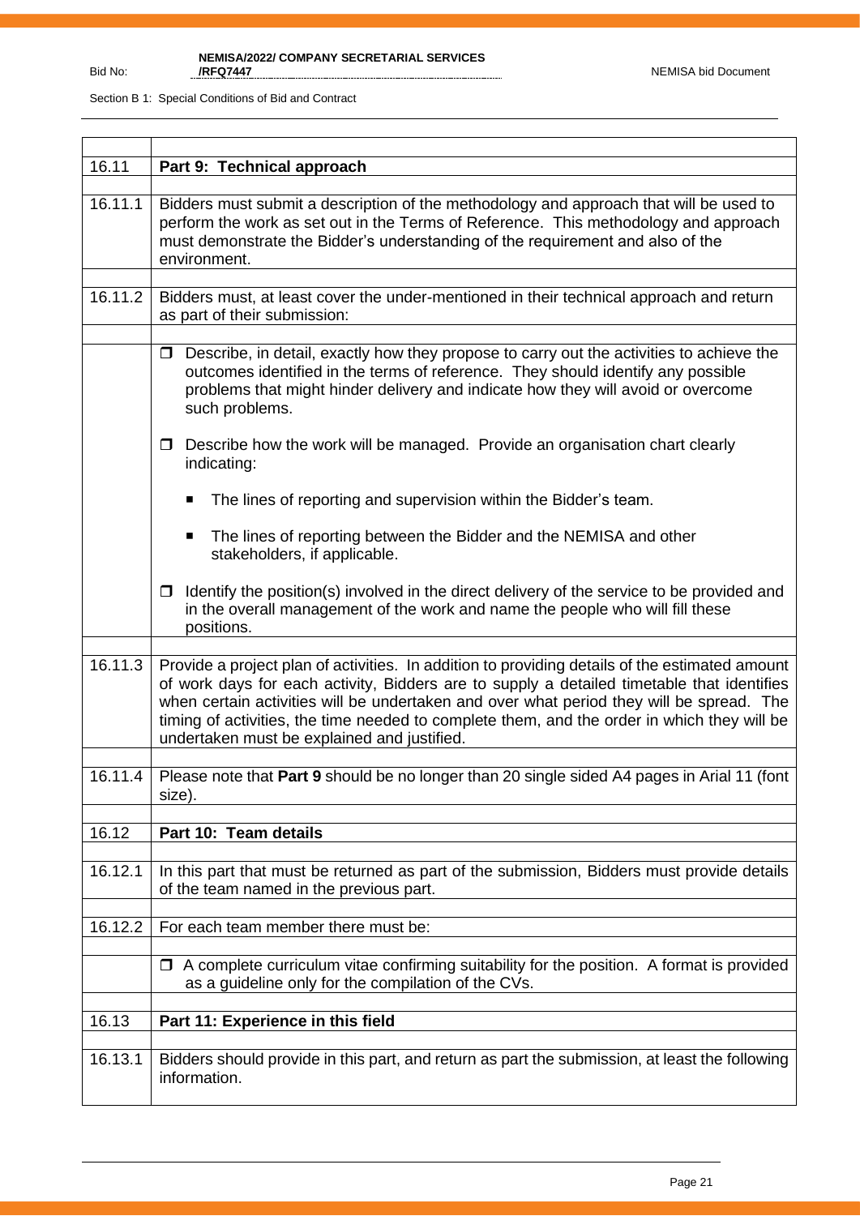| | |
|---|---|
| 16.11 | **Part 9: Technical approach** |
| 16.11.1 | Bidders must submit a description of the methodology and approach that will be used to perform the work as set out in the Terms of Reference. This methodology and approach must demonstrate the Bidder's understanding of the requirement and also of the environment. |
| 16.11.2 | Bidders must, at least cover the under-mentioned in their technical approach and return as part of their submission: |
| | ❒ Describe, in detail, exactly how they propose to carry out the activities to achieve the outcomes identified in the terms of reference. They should identify any possible problems that might hinder delivery and indicate how they will avoid or overcome such problems.<br><br>❒ Describe how the work will be managed. Provide an organisation chart clearly indicating:<br><br>▪ The lines of reporting and supervision within the Bidder's team.<br><br>▪ The lines of reporting between the Bidder and the NEMISA and other stakeholders, if applicable.<br><br>❒ Identify the position(s) involved in the direct delivery of the service to be provided and in the overall management of the work and name the people who will fill these positions. |
| 16.11.3 | Provide a project plan of activities. In addition to providing details of the estimated amount of work days for each activity, Bidders are to supply a detailed timetable that identifies when certain activities will be undertaken and over what period they will be spread. The timing of activities, the time needed to complete them, and the order in which they will be undertaken must be explained and justified. |
| 16.11.4 | Please note that **Part 9** should be no longer than 20 single sided A4 pages in Arial 11 (font size). |
| 16.12 | **Part 10: Team details** |
| 16.12.1 | In this part that must be returned as part of the submission, Bidders must provide details of the team named in the previous part. |
| 16.12.2 | For each team member there must be: |
| | ❒ A complete curriculum vitae confirming suitability for the position. A format is provided as a guideline only for the compilation of the CVs. |
| 16.13 | **Part 11: Experience in this field** |
| 16.13.1 | Bidders should provide in this part, and return as part the submission, at least the following information. |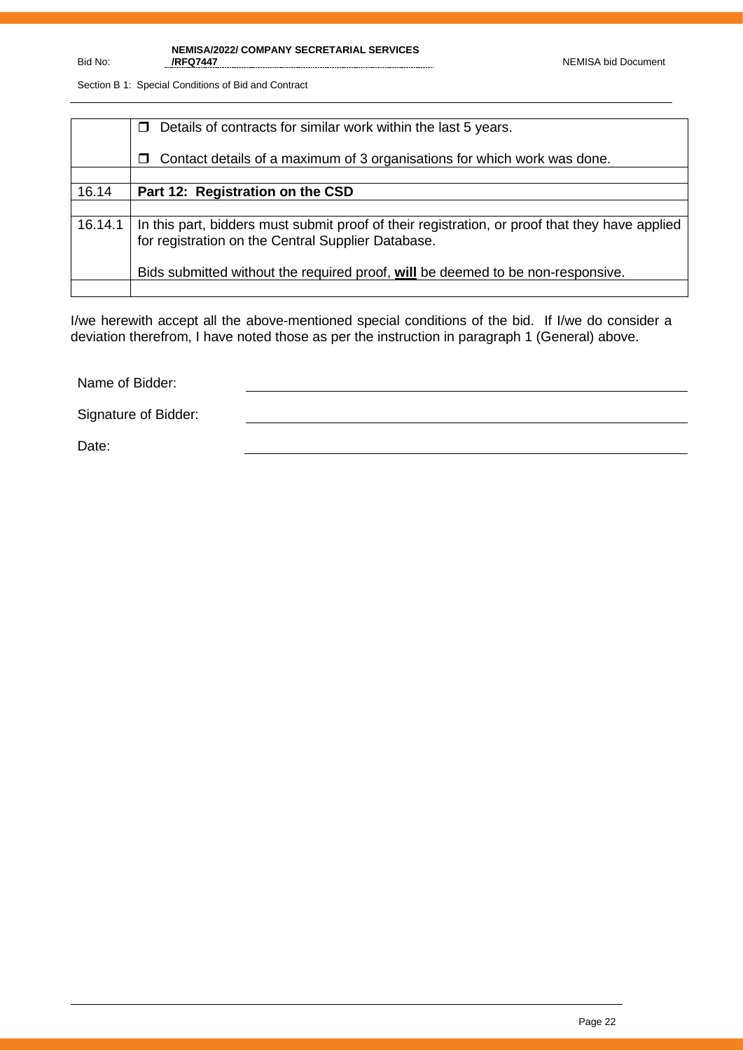| | |
|---|---|
| | ❒ Details of contracts for similar work within the last 5 years.<br><br>❒ Contact details of a maximum of 3 organisations for which work was done. |
| | |
| 16.14 | **Part 12: Registration on the CSD** |
| | |
| 16.14.1 | In this part, bidders must submit proof of their registration, or proof that they have applied for registration on the Central Supplier Database.<br><br>Bids submitted without the required proof, **<u>will</u>** be deemed to be non-responsive. |
| | |

I/we herewith accept all the above-mentioned special conditions of the bid. If I/we do consider a deviation therefrom, I have noted those as per the instruction in paragraph 1 (General) above.

Name of Bidder: ______________________________

Signature of Bidder: ______________________________

Date: ______________________________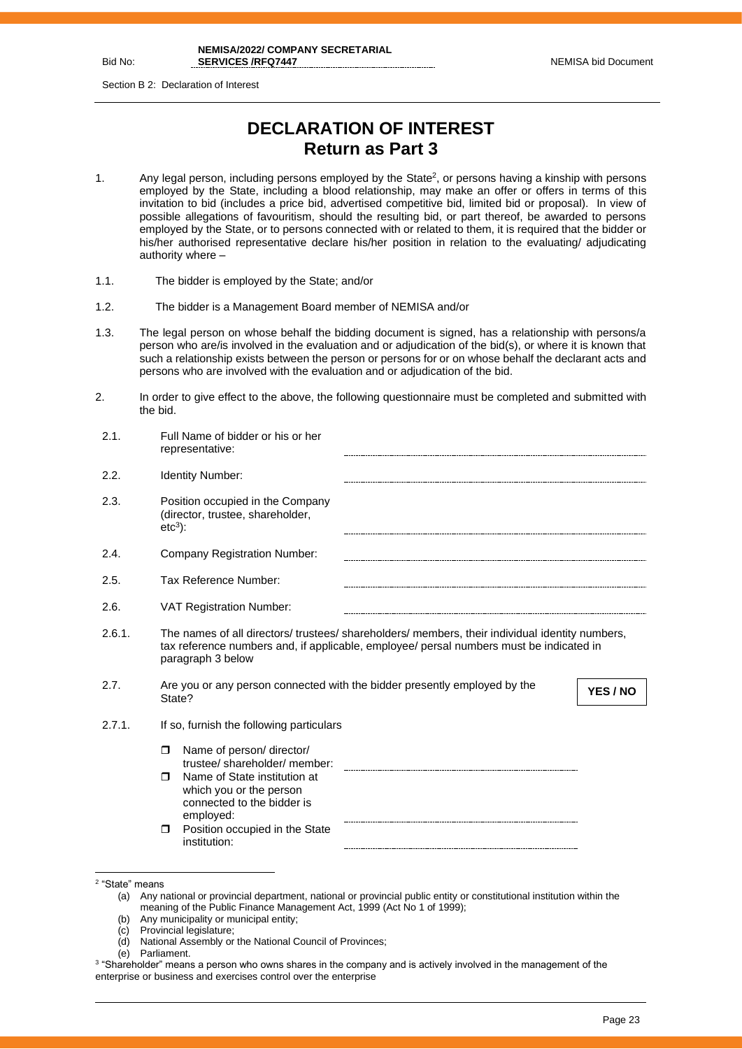Section B 2: Declaration of Interest

# DECLARATION OF INTEREST
## Return as Part 3

1. Any legal person, including persons employed by the State[2], or persons having a kinship with persons employed by the State, including a blood relationship, may make an offer or offers in terms of this invitation to bid (includes a price bid, advertised competitive bid, limited bid or proposal). In view of possible allegations of favouritism, should the resulting bid, or part thereof, be awarded to persons employed by the State, or to persons connected with or related to them, it is required that the bidder or his/her authorised representative declare his/her position in relation to the evaluating/ adjudicating authority where –

1.1. The bidder is employed by the State; and/or

1.2. The bidder is a Management Board member of NEMISA and/or

1.3. The legal person on whose behalf the bidding document is signed, has a relationship with persons/a person who are/is involved in the evaluation and or adjudication of the bid(s), or where it is known that such a relationship exists between the person or persons for or on whose behalf the declarant acts and persons who are involved with the evaluation and or adjudication of the bid.

2. In order to give effect to the above, the following questionnaire must be completed and submitted with the bid.

2.1. Full Name of bidder or his or her representative: ..................................................

2.2. Identity Number: ..................................................

2.3. Position occupied in the Company (director, trustee, shareholder, etc[3]): ..................................................

2.4. Company Registration Number: ..................................................

2.5. Tax Reference Number: ..................................................

2.6. VAT Registration Number: ..................................................

2.6.1. The names of all directors/ trustees/ shareholders/ members, their individual identity numbers, tax reference numbers and, if applicable, employee/ persal numbers must be indicated in paragraph 3 below

2.7. Are you or any person connected with the bidder presently employed by the State? **YES / NO**

2.7.1. If so, furnish the following particulars

- Name of person/ director/ trustee/ shareholder/ member: ..................................................
- Name of State institution at which you or the person connected to the bidder is employed: ..................................................
- Position occupied in the State institution: ..................................................

---

[2] "State" means

(a) Any national or provincial department, national or provincial public entity or constitutional institution within the meaning of the Public Finance Management Act, 1999 (Act No 1 of 1999);

(b) Any municipality or municipal entity;

(c) Provincial legislature;

(d) National Assembly or the National Council of Provinces;

(e) Parliament.

[3] "Shareholder" means a person who owns shares in the company and is actively involved in the management of the enterprise or business and exercises control over the enterprise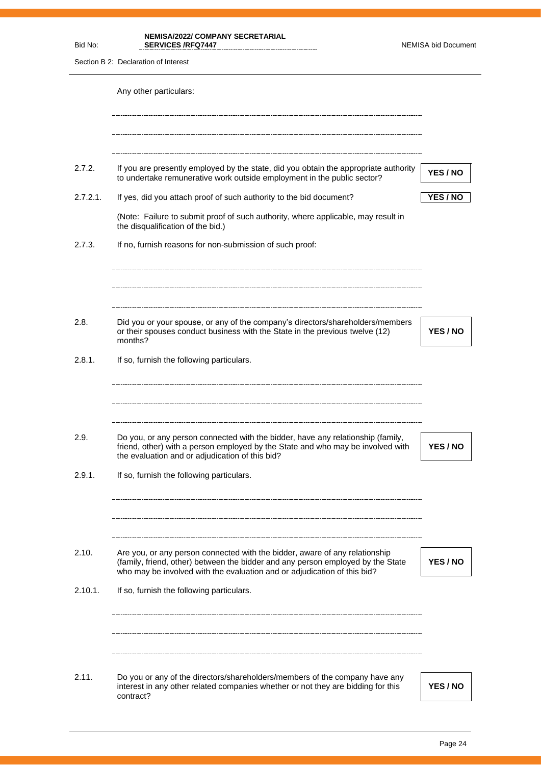Any other particulars:

..............................................................................................................................................

..............................................................................................................................................

..............................................................................................................................................

2.7.2. If you are presently employed by the state, did you obtain the appropriate authority to undertake remunerative work outside employment in the public sector? **YES / NO**

2.7.2.1. If yes, did you attach proof of such authority to the bid document? **YES / NO**

(Note: Failure to submit proof of such authority, where applicable, may result in the disqualification of the bid.)

2.7.3. If no, furnish reasons for non-submission of such proof:

..............................................................................................................................................

..............................................................................................................................................

..............................................................................................................................................

2.8. Did you or your spouse, or any of the company's directors/shareholders/members or their spouses conduct business with the State in the previous twelve (12) months? **YES / NO**

2.8.1. If so, furnish the following particulars.

..............................................................................................................................................

..............................................................................................................................................

..............................................................................................................................................

2.9. Do you, or any person connected with the bidder, have any relationship (family, friend, other) with a person employed by the State and who may be involved with the evaluation and or adjudication of this bid? **YES / NO**

2.9.1. If so, furnish the following particulars.

..............................................................................................................................................

..............................................................................................................................................

..............................................................................................................................................

2.10. Are you, or any person connected with the bidder, aware of any relationship (family, friend, other) between the bidder and any person employed by the State who may be involved with the evaluation and or adjudication of this bid? **YES / NO**

2.10.1. If so, furnish the following particulars.

..............................................................................................................................................

..............................................................................................................................................

..............................................................................................................................................

2.11. Do you or any of the directors/shareholders/members of the company have any interest in any other related companies whether or not they are bidding for this contract? **YES / NO**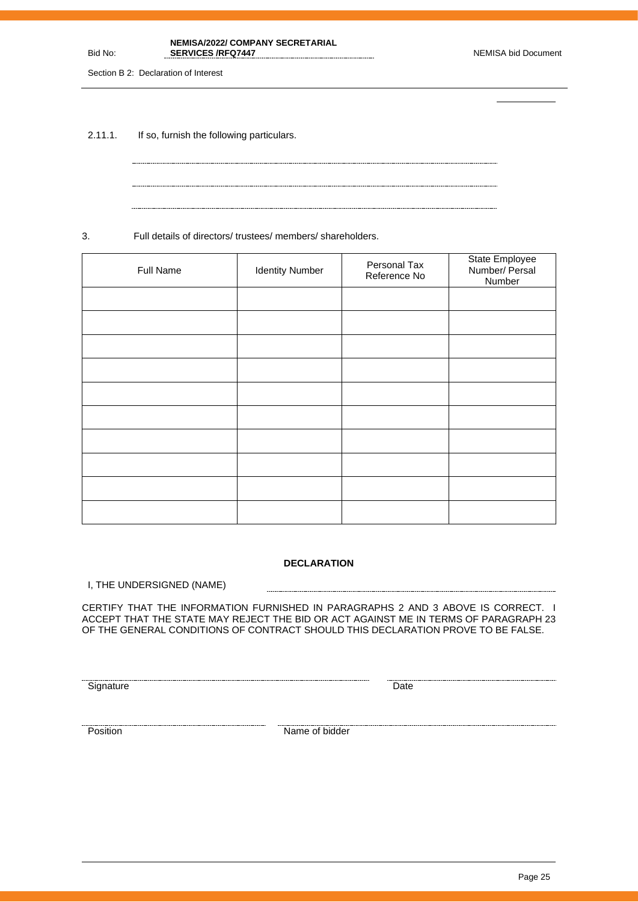2.11.1. If so, furnish the following particulars.

..............................................................................................................................

..............................................................................................................................

..............................................................................................................................

3. Full details of directors/ trustees/ members/ shareholders.

| Full Name | Identity Number | Personal Tax Reference No | State Employee Number/ Persal Number |
|---|---|---|---|
| | | | |
| | | | |
| | | | |
| | | | |
| | | | |
| | | | |
| | | | |
| | | | |
| | | | |
| | | | |

**DECLARATION**

I, THE UNDERSIGNED (NAME) ..............................................................................................

CERTIFY THAT THE INFORMATION FURNISHED IN PARAGRAPHS 2 AND 3 ABOVE IS CORRECT. I ACCEPT THAT THE STATE MAY REJECT THE BID OR ACT AGAINST ME IN TERMS OF PARAGRAPH 23 OF THE GENERAL CONDITIONS OF CONTRACT SHOULD THIS DECLARATION PROVE TO BE FALSE.

..............................................................................................
Signature

..............................................
Date

..............................................
Position

..............................................................................................
Name of bidder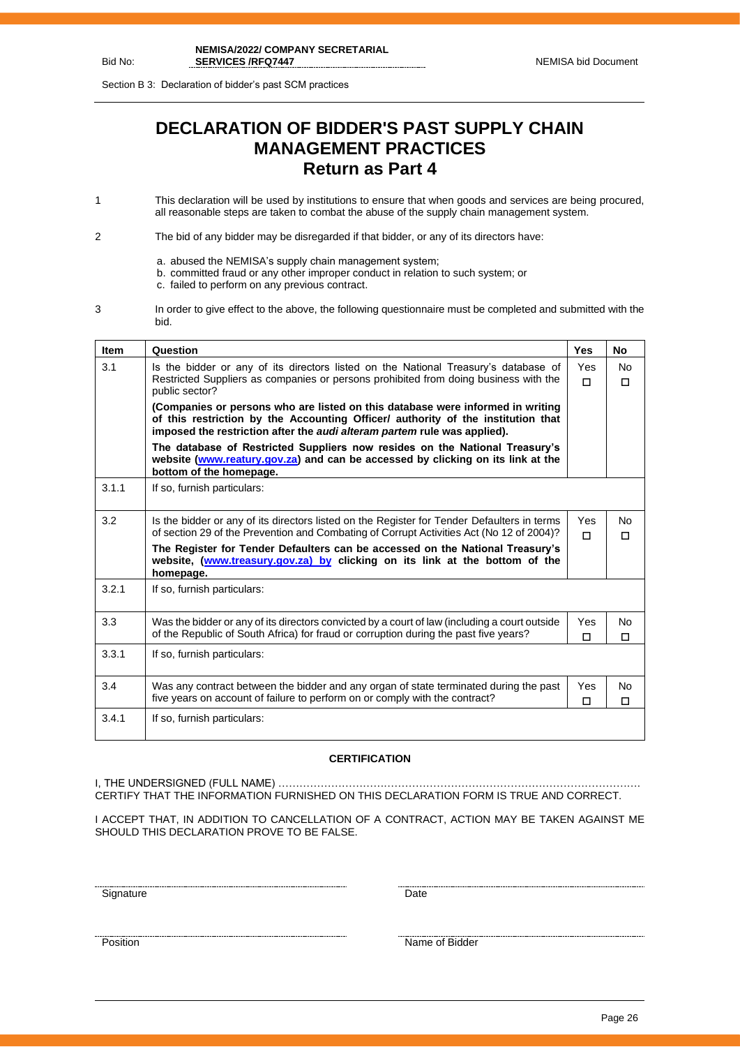# DECLARATION OF BIDDER'S PAST SUPPLY CHAIN MANAGEMENT PRACTICES

## Return as Part 4

1. This declaration will be used by institutions to ensure that when goods and services are being procured, all reasonable steps are taken to combat the abuse of the supply chain management system.

2. The bid of any bidder may be disregarded if that bidder, or any of its directors have:

   a. abused the NEMISA's supply chain management system;
   b. committed fraud or any other improper conduct in relation to such system; or
   c. failed to perform on any previous contract.

3. In order to give effect to the above, the following questionnaire must be completed and submitted with the bid.

| Item | Question | Yes | No |
|---|---|---|---|
| 3.1 | Is the bidder or any of its directors listed on the National Treasury's database of Restricted Suppliers as companies or persons prohibited from doing business with the public sector?<br>**(Companies or persons who are listed on this database were informed in writing of this restriction by the Accounting Officer/ authority of the institution that imposed the restriction after the *audi alteram partem* rule was applied).**<br>**The database of Restricted Suppliers now resides on the National Treasury's website ([www.reatury.gov.za](www.reatury.gov.za)) and can be accessed by clicking on its link at the bottom of the homepage.** | Yes ☐ | No ☐ |
| 3.1.1 | If so, furnish particulars: | | |
| 3.2 | Is the bidder or any of its directors listed on the Register for Tender Defaulters in terms of section 29 of the Prevention and Combating of Corrupt Activities Act (No 12 of 2004)?<br>**The Register for Tender Defaulters can be accessed on the National Treasury's website, ([www.treasury.gov.za](www.treasury.gov.za)) by clicking on its link at the bottom of the homepage.** | Yes ☐ | No ☐ |
| 3.2.1 | If so, furnish particulars: | | |
| 3.3 | Was the bidder or any of its directors convicted by a court of law (including a court outside of the Republic of South Africa) for fraud or corruption during the past five years? | Yes ☐ | No ☐ |
| 3.3.1 | If so, furnish particulars: | | |
| 3.4 | Was any contract between the bidder and any organ of state terminated during the past five years on account of failure to perform on or comply with the contract? | Yes ☐ | No ☐ |
| 3.4.1 | If so, furnish particulars: | | |

**CERTIFICATION**

I, THE UNDERSIGNED (FULL NAME) …………………………………………………………………………………………
CERTIFY THAT THE INFORMATION FURNISHED ON THIS DECLARATION FORM IS TRUE AND CORRECT.

I ACCEPT THAT, IN ADDITION TO CANCELLATION OF A CONTRACT, ACTION MAY BE TAKEN AGAINST ME SHOULD THIS DECLARATION PROVE TO BE FALSE.

| | |
|---|---|
| ……………………………………… | ……………………………………… |
| Signature | Date |
| ……………………………………… | ……………………………………… |
| Position | Name of Bidder |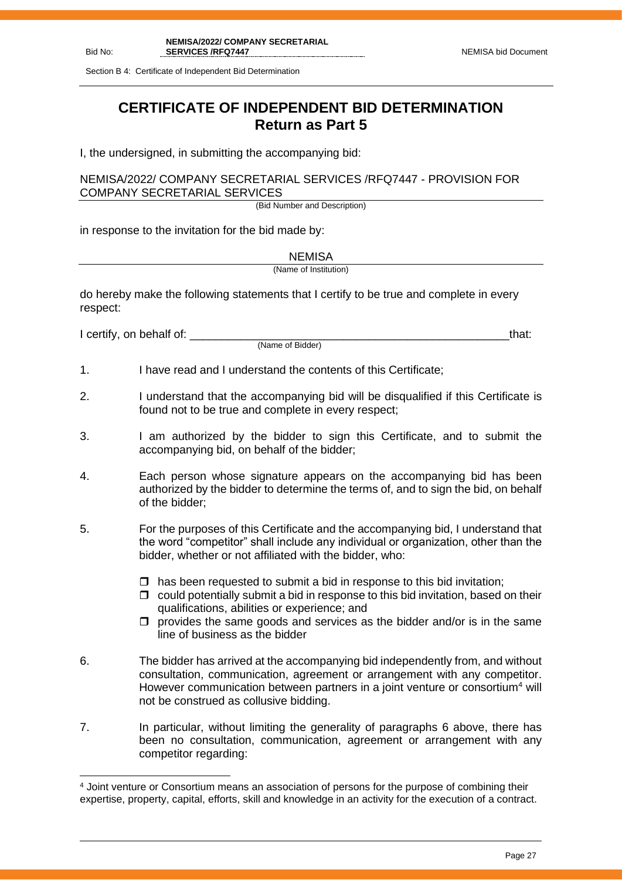# CERTIFICATE OF INDEPENDENT BID DETERMINATION
## Return as Part 5

I, the undersigned, in submitting the accompanying bid:

NEMISA/2022/ COMPANY SECRETARIAL SERVICES /RFQ7447 - PROVISION FOR COMPANY SECRETARIAL SERVICES
(Bid Number and Description)

in response to the invitation for the bid made by:

NEMISA
(Name of Institution)

do hereby make the following statements that I certify to be true and complete in every respect:

I certify, on behalf of: _______________________________________________ that:
(Name of Bidder)

1. I have read and I understand the contents of this Certificate;

2. I understand that the accompanying bid will be disqualified if this Certificate is found not to be true and complete in every respect;

3. I am authorized by the bidder to sign this Certificate, and to submit the accompanying bid, on behalf of the bidder;

4. Each person whose signature appears on the accompanying bid has been authorized by the bidder to determine the terms of, and to sign the bid, on behalf of the bidder;

5. For the purposes of this Certificate and the accompanying bid, I understand that the word "competitor" shall include any individual or organization, other than the bidder, whether or not affiliated with the bidder, who:

   - ☐ has been requested to submit a bid in response to this bid invitation;
   - ☐ could potentially submit a bid in response to this bid invitation, based on their qualifications, abilities or experience; and
   - ☐ provides the same goods and services as the bidder and/or is in the same line of business as the bidder

6. The bidder has arrived at the accompanying bid independently from, and without consultation, communication, agreement or arrangement with any competitor. However communication between partners in a joint venture or consortium[4] will not be construed as collusive bidding.

7. In particular, without limiting the generality of paragraphs 6 above, there has been no consultation, communication, agreement or arrangement with any competitor regarding:

---

[4] Joint venture or Consortium means an association of persons for the purpose of combining their expertise, property, capital, efforts, skill and knowledge in an activity for the execution of a contract.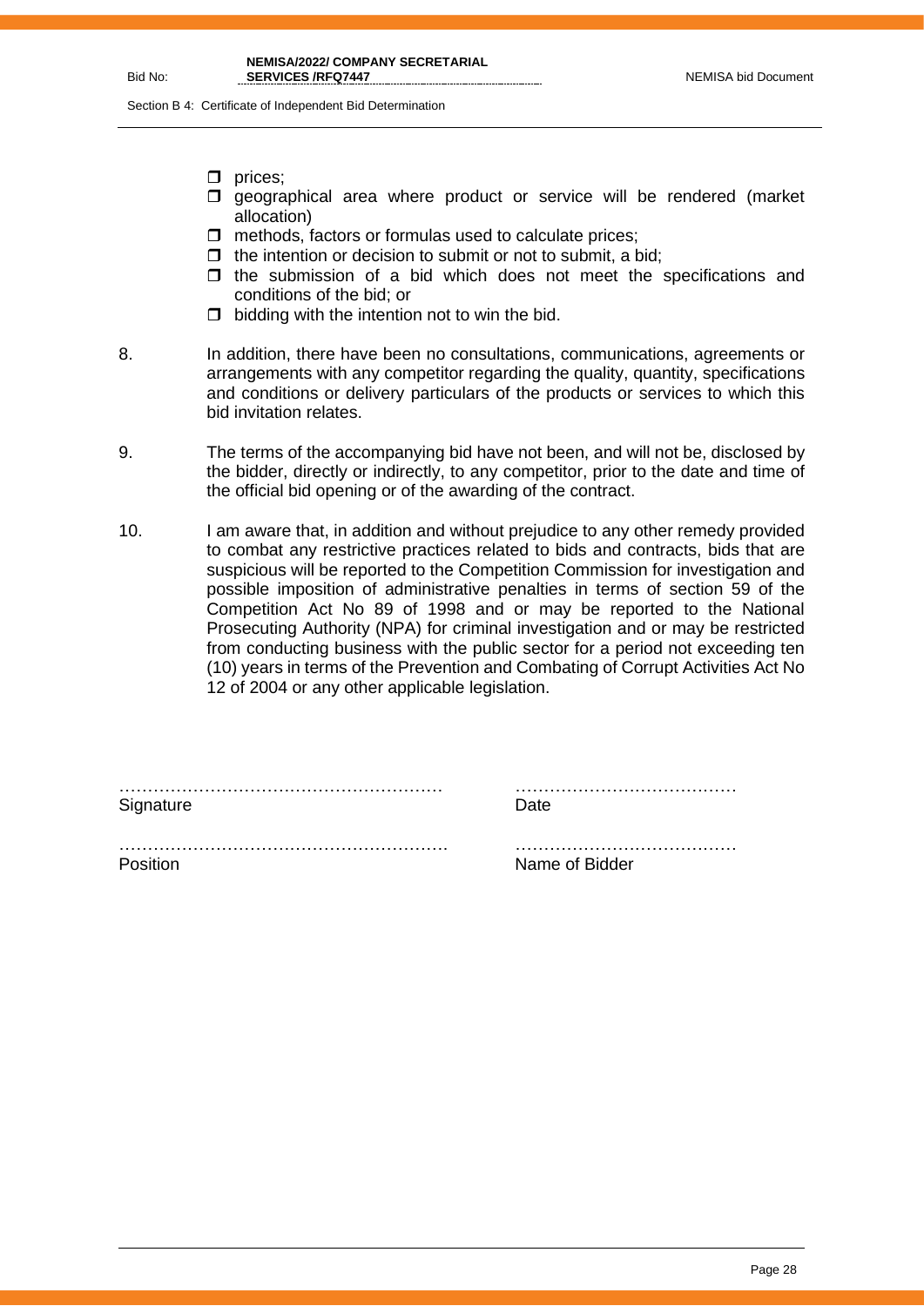- prices;
- geographical area where product or service will be rendered (market allocation)
- methods, factors or formulas used to calculate prices;
- the intention or decision to submit or not to submit, a bid;
- the submission of a bid which does not meet the specifications and conditions of the bid; or
- bidding with the intention not to win the bid.

8. In addition, there have been no consultations, communications, agreements or arrangements with any competitor regarding the quality, quantity, specifications and conditions or delivery particulars of the products or services to which this bid invitation relates.

9. The terms of the accompanying bid have not been, and will not be, disclosed by the bidder, directly or indirectly, to any competitor, prior to the date and time of the official bid opening or of the awarding of the contract.

10. I am aware that, in addition and without prejudice to any other remedy provided to combat any restrictive practices related to bids and contracts, bids that are suspicious will be reported to the Competition Commission for investigation and possible imposition of administrative penalties in terms of section 59 of the Competition Act No 89 of 1998 and or may be reported to the National Prosecuting Authority (NPA) for criminal investigation and or may be restricted from conducting business with the public sector for a period not exceeding ten (10) years in terms of the Prevention and Combating of Corrupt Activities Act No 12 of 2004 or any other applicable legislation.

| | |
|---|---|
| ………………………………………………… | ………………………………… |
| Signature | Date |
| ………………………………………………… | ………………………………… |
| Position | Name of Bidder |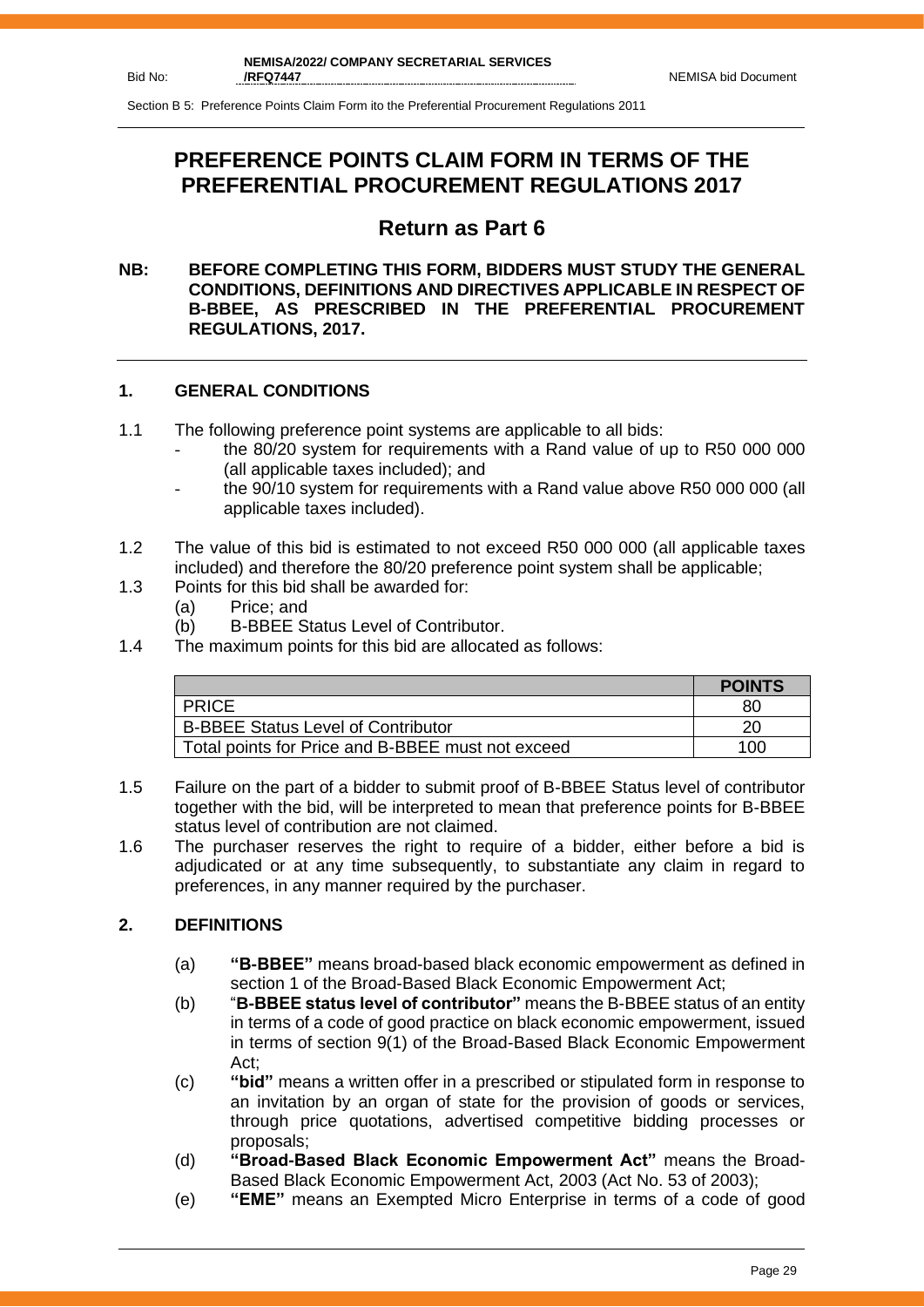# PREFERENCE POINTS CLAIM FORM IN TERMS OF THE PREFERENTIAL PROCUREMENT REGULATIONS 2017

## Return as Part 6

**NB: BEFORE COMPLETING THIS FORM, BIDDERS MUST STUDY THE GENERAL CONDITIONS, DEFINITIONS AND DIRECTIVES APPLICABLE IN RESPECT OF B-BBEE, AS PRESCRIBED IN THE PREFERENTIAL PROCUREMENT REGULATIONS, 2017.**

### 1. GENERAL CONDITIONS

1.1 The following preference point systems are applicable to all bids:
- the 80/20 system for requirements with a Rand value of up to R50 000 000 (all applicable taxes included); and
- the 90/10 system for requirements with a Rand value above R50 000 000 (all applicable taxes included).

1.2 The value of this bid is estimated to not exceed R50 000 000 (all applicable taxes included) and therefore the 80/20 preference point system shall be applicable;

1.3 Points for this bid shall be awarded for:
- (a) Price; and
- (b) B-BBEE Status Level of Contributor.

1.4 The maximum points for this bid are allocated as follows:

| | **POINTS** |
|---|---|
| PRICE | 80 |
| B-BBEE Status Level of Contributor | 20 |
| Total points for Price and B-BBEE must not exceed | 100 |

1.5 Failure on the part of a bidder to submit proof of B-BBEE Status level of contributor together with the bid, will be interpreted to mean that preference points for B-BBEE status level of contribution are not claimed.

1.6 The purchaser reserves the right to require of a bidder, either before a bid is adjudicated or at any time subsequently, to substantiate any claim in regard to preferences, in any manner required by the purchaser.

### 2. DEFINITIONS

- (a) **"B-BBEE"** means broad-based black economic empowerment as defined in section 1 of the Broad-Based Black Economic Empowerment Act;
- (b) "**B-BBEE status level of contributor"** means the B-BBEE status of an entity in terms of a code of good practice on black economic empowerment, issued in terms of section 9(1) of the Broad-Based Black Economic Empowerment Act;
- (c) **"bid"** means a written offer in a prescribed or stipulated form in response to an invitation by an organ of state for the provision of goods or services, through price quotations, advertised competitive bidding processes or proposals;
- (d) **"Broad-Based Black Economic Empowerment Act"** means the Broad-Based Black Economic Empowerment Act, 2003 (Act No. 53 of 2003);
- (e) **"EME"** means an Exempted Micro Enterprise in terms of a code of good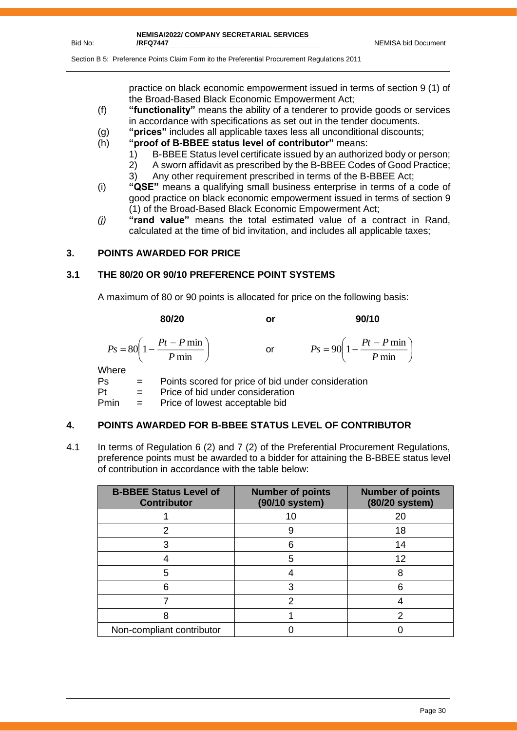practice on black economic empowerment issued in terms of section 9 (1) of the Broad-Based Black Economic Empowerment Act;

(f) **"functionality"** means the ability of a tenderer to provide goods or services in accordance with specifications as set out in the tender documents.

(g) **"prices"** includes all applicable taxes less all unconditional discounts;

(h) **"proof of B-BBEE status level of contributor"** means:
   1) B-BBEE Status level certificate issued by an authorized body or person;
   2) A sworn affidavit as prescribed by the B-BBEE Codes of Good Practice;
   3) Any other requirement prescribed in terms of the B-BBEE Act;

(i) **"QSE"** means a qualifying small business enterprise in terms of a code of good practice on black economic empowerment issued in terms of section 9 (1) of the Broad-Based Black Economic Empowerment Act;

*(j)* **"rand value"** means the total estimated value of a contract in Rand, calculated at the time of bid invitation, and includes all applicable taxes;

## 3. POINTS AWARDED FOR PRICE

### 3.1 THE 80/20 OR 90/10 PREFERENCE POINT SYSTEMS

A maximum of 80 or 90 points is allocated for price on the following basis:

**80/20** **or** **90/10**

$$Ps = 80\left(1 - \frac{Pt - P\min}{P\min}\right) \quad \text{or} \quad Ps = 90\left(1 - \frac{Pt - P\min}{P\min}\right)$$

Where

Ps = Points scored for price of bid under consideration

Pt = Price of bid under consideration

Pmin = Price of lowest acceptable bid

## 4. POINTS AWARDED FOR B-BBEE STATUS LEVEL OF CONTRIBUTOR

4.1 In terms of Regulation 6 (2) and 7 (2) of the Preferential Procurement Regulations, preference points must be awarded to a bidder for attaining the B-BBEE status level of contribution in accordance with the table below:

| B-BBEE Status Level of Contributor | Number of points (90/10 system) | Number of points (80/20 system) |
|---|---|---|
| 1 | 10 | 20 |
| 2 | 9 | 18 |
| 3 | 6 | 14 |
| 4 | 5 | 12 |
| 5 | 4 | 8 |
| 6 | 3 | 6 |
| 7 | 2 | 4 |
| 8 | 1 | 2 |
| Non-compliant contributor | 0 | 0 |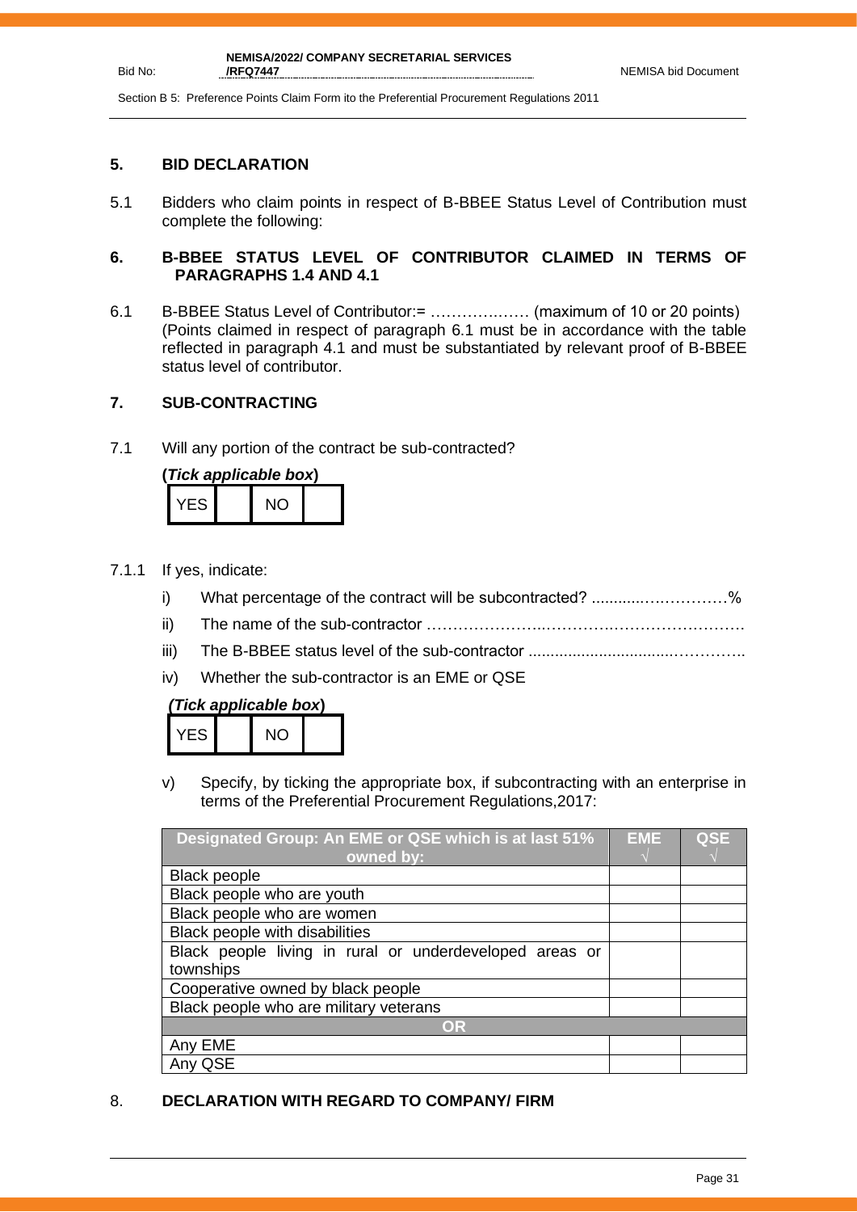## 5. BID DECLARATION

5.1 Bidders who claim points in respect of B-BBEE Status Level of Contribution must complete the following:

## 6. B-BBEE STATUS LEVEL OF CONTRIBUTOR CLAIMED IN TERMS OF PARAGRAPHS 1.4 AND 4.1

6.1 B-BBEE Status Level of Contributor:= ……………… (maximum of 10 or 20 points)
(Points claimed in respect of paragraph 6.1 must be in accordance with the table reflected in paragraph 4.1 and must be substantiated by relevant proof of B-BBEE status level of contributor.

## 7. SUB-CONTRACTING

7.1 Will any portion of the contract be sub-contracted?

**(*Tick applicable box*)**

| YES | | NO | |
|---|---|---|---|

7.1.1 If yes, indicate:

i) What percentage of the contract will be subcontracted? ............……………%

ii) The name of the sub-contractor …………………..………….……………………….

iii) The B-BBEE status level of the sub-contractor .............................…………..

iv) Whether the sub-contractor is an EME or QSE

***(Tick applicable box)***

| YES | | NO | |
|---|---|---|---|

v) Specify, by ticking the appropriate box, if subcontracting with an enterprise in terms of the Preferential Procurement Regulations,2017:

| Designated Group: An EME or QSE which is at last 51% owned by: | EME √ | QSE √ |
|---|---|---|
| Black people | | |
| Black people who are youth | | |
| Black people who are women | | |
| Black people with disabilities | | |
| Black people living in rural or underdeveloped areas or townships | | |
| Cooperative owned by black people | | |
| Black people who are military veterans | | |
| **OR** | | |
| Any EME | | |
| Any QSE | | |

## 8. DECLARATION WITH REGARD TO COMPANY/ FIRM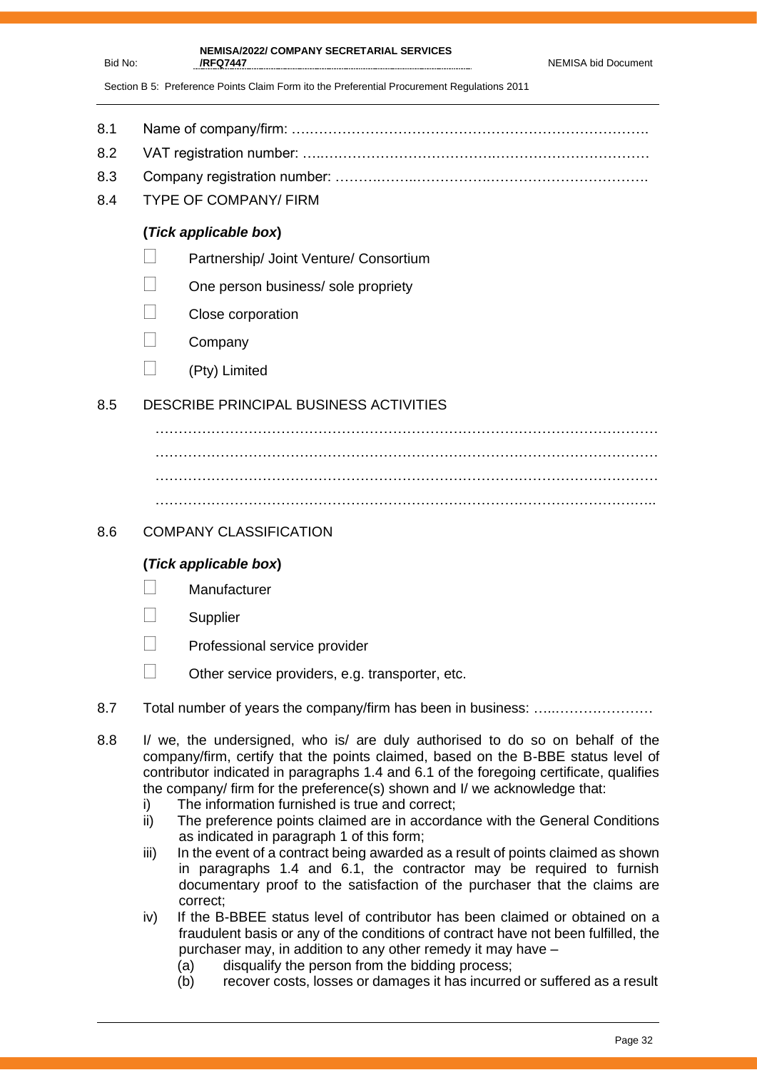8.1 Name of company/firm: ……………………………………………………………………

8.2 VAT registration number: ……………………………………………………………………

8.3 Company registration number: ……………………………………………………………………

8.4 TYPE OF COMPANY/ FIRM

**(*Tick applicable box*)**

- ☐ Partnership/ Joint Venture/ Consortium
- ☐ One person business/ sole propriety
- ☐ Close corporation
- ☐ Company
- ☐ (Pty) Limited

8.5 DESCRIBE PRINCIPAL BUSINESS ACTIVITIES

…………………………………………………………………………………………………

…………………………………………………………………………………………………

…………………………………………………………………………………………………

…………………………………………………………………………………………………

8.6 COMPANY CLASSIFICATION

**(*Tick applicable box*)**

- ☐ Manufacturer
- ☐ Supplier
- ☐ Professional service provider
- ☐ Other service providers, e.g. transporter, etc.

8.7 Total number of years the company/firm has been in business: ……………………

8.8 I/ we, the undersigned, who is/ are duly authorised to do so on behalf of the company/firm, certify that the points claimed, based on the B-BBE status level of contributor indicated in paragraphs 1.4 and 6.1 of the foregoing certificate, qualifies the company/ firm for the preference(s) shown and I/ we acknowledge that:

i) The information furnished is true and correct;

ii) The preference points claimed are in accordance with the General Conditions as indicated in paragraph 1 of this form;

iii) In the event of a contract being awarded as a result of points claimed as shown in paragraphs 1.4 and 6.1, the contractor may be required to furnish documentary proof to the satisfaction of the purchaser that the claims are correct;

iv) If the B-BBEE status level of contributor has been claimed or obtained on a fraudulent basis or any of the conditions of contract have not been fulfilled, the purchaser may, in addition to any other remedy it may have –

(a) disqualify the person from the bidding process;

(b) recover costs, losses or damages it has incurred or suffered as a result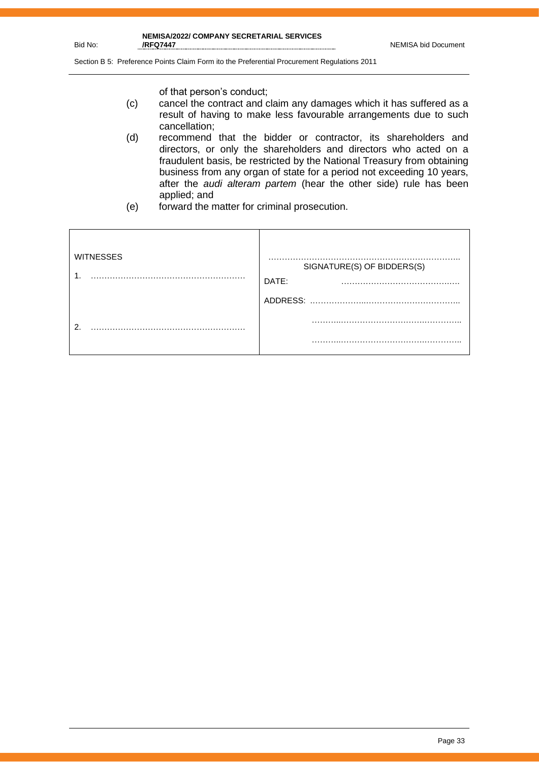of that person's conduct;

(c) cancel the contract and claim any damages which it has suffered as a result of having to make less favourable arrangements due to such cancellation;

(d) recommend that the bidder or contractor, its shareholders and directors, or only the shareholders and directors who acted on a fraudulent basis, be restricted by the National Treasury from obtaining business from any organ of state for a period not exceeding 10 years, after the *audi alteram partem* (hear the other side) rule has been applied; and

(e) forward the matter for criminal prosecution.

| WITNESSES | |
|---|---|
| 1. ………………………………………………… | ……………………………………………………………<br>SIGNATURE(S) OF BIDDERS(S) |
| | DATE: ……………………………………… |
| | ADDRESS: ……………………………………………… |
| 2. ………………………………………………… | ……………………………………………… |
| | ……………………………………………… |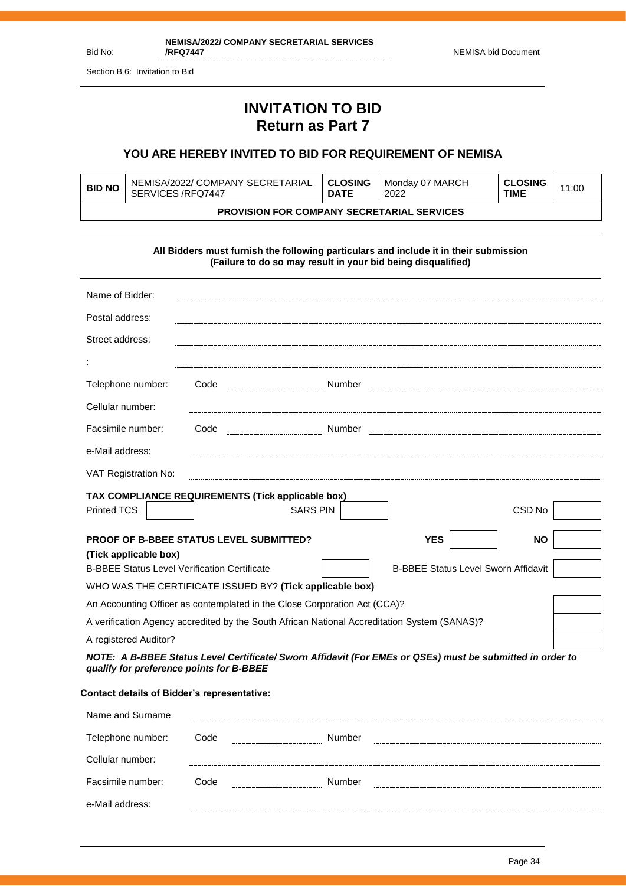# INVITATION TO BID
## Return as Part 7

### YOU ARE HEREBY INVITED TO BID FOR REQUIREMENT OF NEMISA

| **BID NO** | NEMISA/2022/ COMPANY SECRETARIAL SERVICES /RFQ7447 | **CLOSING DATE** | Monday 07 MARCH 2022 | **CLOSING TIME** | 11:00 |
|---|---|---|---|---|---|
| **PROVISION FOR COMPANY SECRETARIAL SERVICES** | | | | | |

**All Bidders must furnish the following particulars and include it in their submission**
**(Failure to do so may result in your bid being disqualified)**

Name of Bidder: ......................................................................

Postal address: ......................................................................

Street address: ......................................................................

: ......................................................................

Telephone number: Code .................... Number ....................

Cellular number: ......................................................................

Facsimile number: Code .................... Number ....................

e-Mail address: ......................................................................

VAT Registration No: ......................................................................

**TAX COMPLIANCE REQUIREMENTS (Tick applicable box)**

| Printed TCS | | SARS PIN | | CSD No | |
|---|---|---|---|---|---|

| **PROOF OF B-BBEE STATUS LEVEL SUBMITTED?** | **YES** | | **NO** | |
|---|---|---|---|---|

**(Tick applicable box)**

| B-BBEE Status Level Verification Certificate | | B-BBEE Status Level Sworn Affidavit | |
|---|---|---|---|

WHO WAS THE CERTIFICATE ISSUED BY? **(Tick applicable box)**

| | |
|---|---|
| An Accounting Officer as contemplated in the Close Corporation Act (CCA)? | |
| A verification Agency accredited by the South African National Accreditation System (SANAS)? | |
| A registered Auditor? | |

***NOTE: A B-BBEE Status Level Certificate/ Sworn Affidavit (For EMEs or QSEs) must be submitted in order to qualify for preference points for B-BBEE***

**Contact details of Bidder's representative:**

Name and Surname ......................................................................

Telephone number: Code .................... Number ....................

Cellular number: ......................................................................

Facsimile number: Code .................... Number ....................

e-Mail address: ......................................................................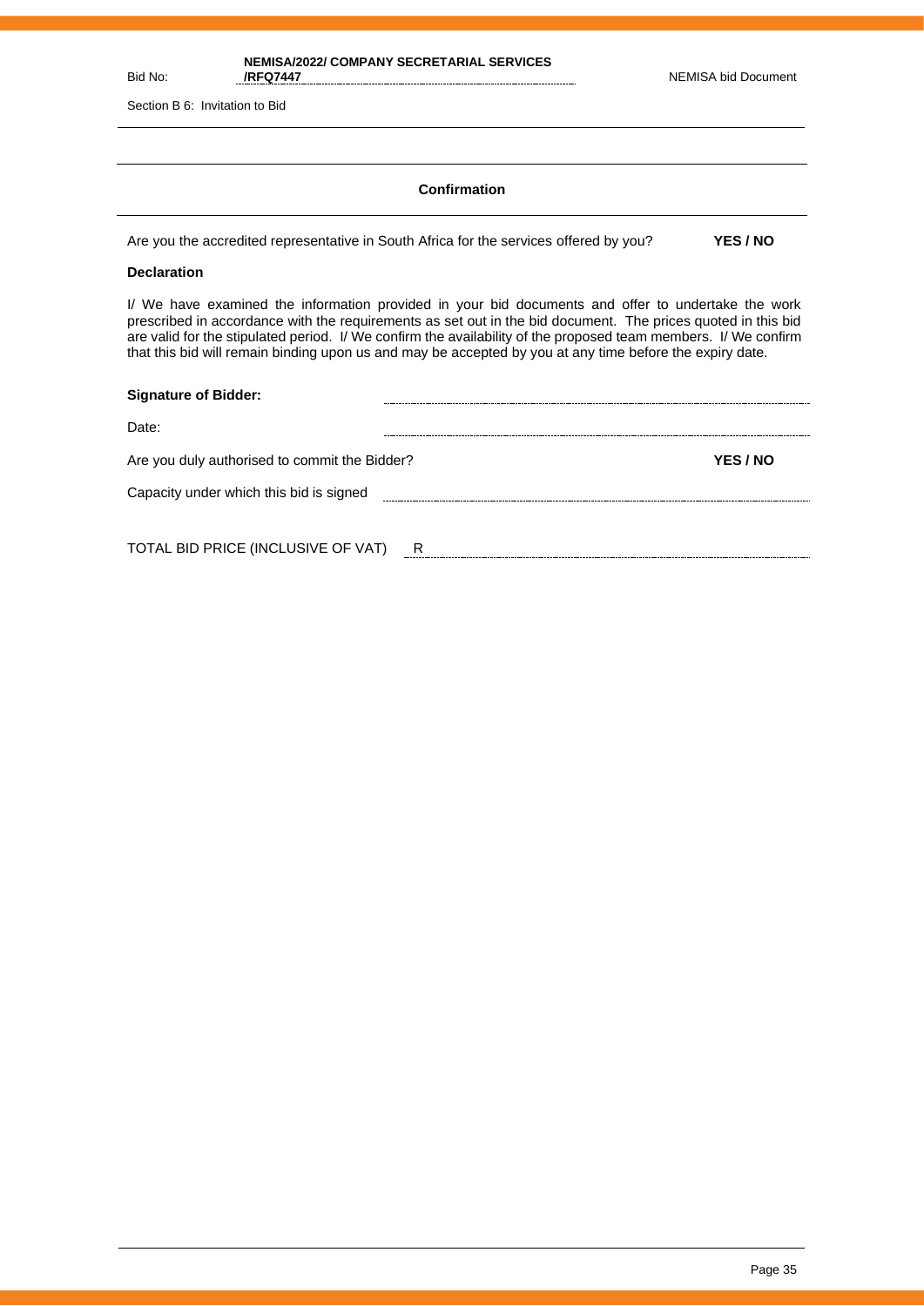## Confirmation

Are you the accredited representative in South Africa for the services offered by you? **YES / NO**

**Declaration**

I/ We have examined the information provided in your bid documents and offer to undertake the work prescribed in accordance with the requirements as set out in the bid document. The prices quoted in this bid are valid for the stipulated period. I/ We confirm the availability of the proposed team members. I/ We confirm that this bid will remain binding upon us and may be accepted by you at any time before the expiry date.

**Signature of Bidder:** ..............................................................

Date: ..............................................................

Are you duly authorised to commit the Bidder? **YES / NO**

Capacity under which this bid is signed ..............................................................

TOTAL BID PRICE (INCLUSIVE OF VAT) R ..............................................................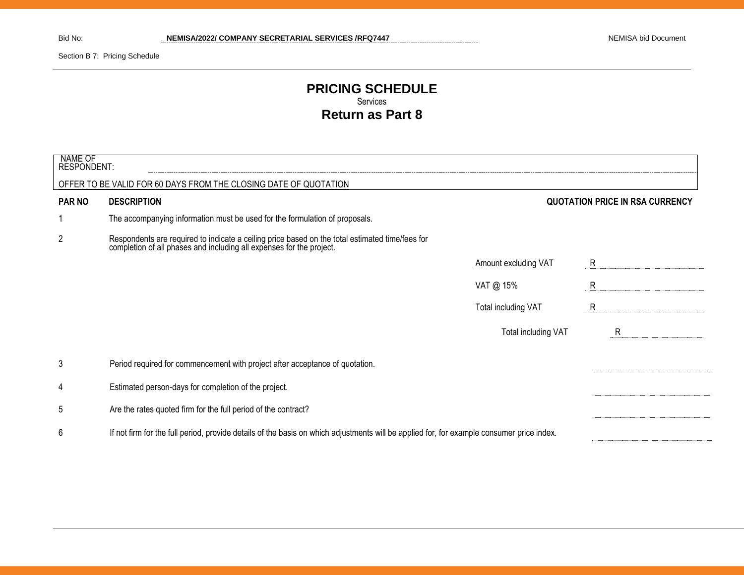Bid No: **NEMISA/2022/ COMPANY SECRETARIAL SERVICES /RFQ7447** NEMISA bid Document

Section B 7: Pricing Schedule

# PRICING SCHEDULE

Services

## Return as Part 8

NAME OF RESPONDENT: ..............................................................................................................

OFFER TO BE VALID FOR 60 DAYS FROM THE CLOSING DATE OF QUOTATION

| PAR NO | DESCRIPTION | | QUOTATION PRICE IN RSA CURRENCY |
|---|---|---|---|
| 1 | The accompanying information must be used for the formulation of proposals. | | |
| 2 | Respondents are required to indicate a ceiling price based on the total estimated time/fees for completion of all phases and including all expenses for the project. | | |
| | | Amount excluding VAT | R ............ |
| | | VAT @ 15% | R ............ |
| | | Total including VAT | R ............ |
| | | Total including VAT | R ............ |
| 3 | Period required for commencement with project after acceptance of quotation. | | ............ |
| 4 | Estimated person-days for completion of the project. | | ............ |
| 5 | Are the rates quoted firm for the full period of the contract? | | ............ |
| 6 | If not firm for the full period, provide details of the basis on which adjustments will be applied for, for example consumer price index. | | ............ |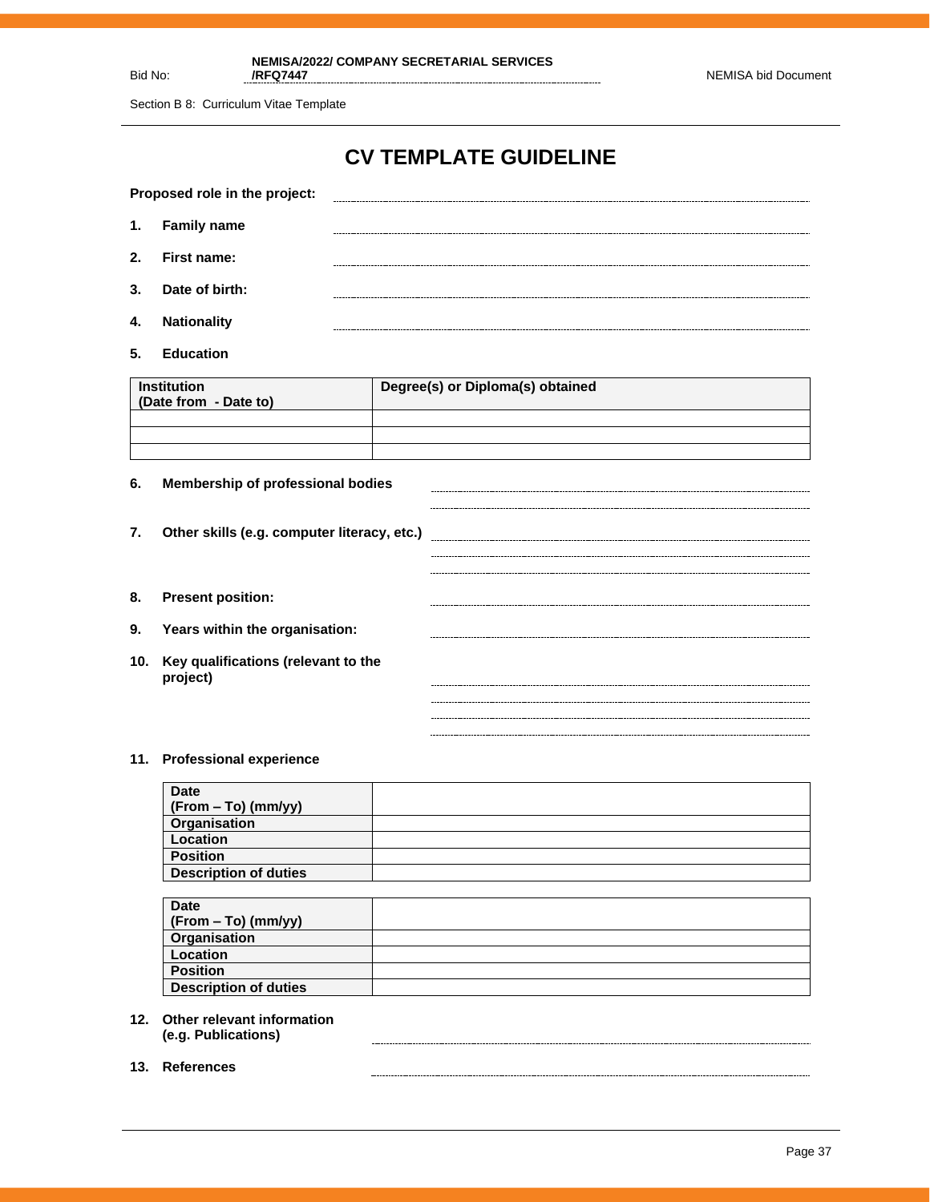Section B 8: Curriculum Vitae Template

# CV TEMPLATE GUIDELINE

**Proposed role in the project:** ..............................

1. **Family name** ..............................
2. **First name:** ..............................
3. **Date of birth:** ..............................
4. **Nationality** ..............................
5. **Education**

| Institution<br>(Date from - Date to) | Degree(s) or Diploma(s) obtained |
|---|---|
| | |
| | |
| | |

6. **Membership of professional bodies** ..............................
7. **Other skills (e.g. computer literacy, etc.)** ..............................
8. **Present position:** ..............................
9. **Years within the organisation:** ..............................
10. **Key qualifications (relevant to the project)** ..............................
11. **Professional experience**

| | |
|---|---|
| **Date<br>(From – To) (mm/yy)** | |
| **Organisation** | |
| **Location** | |
| **Position** | |
| **Description of duties** | |

| | |
|---|---|
| **Date<br>(From – To) (mm/yy)** | |
| **Organisation** | |
| **Location** | |
| **Position** | |
| **Description of duties** | |

12. **Other relevant information (e.g. Publications)** ..............................
13. **References** ..............................